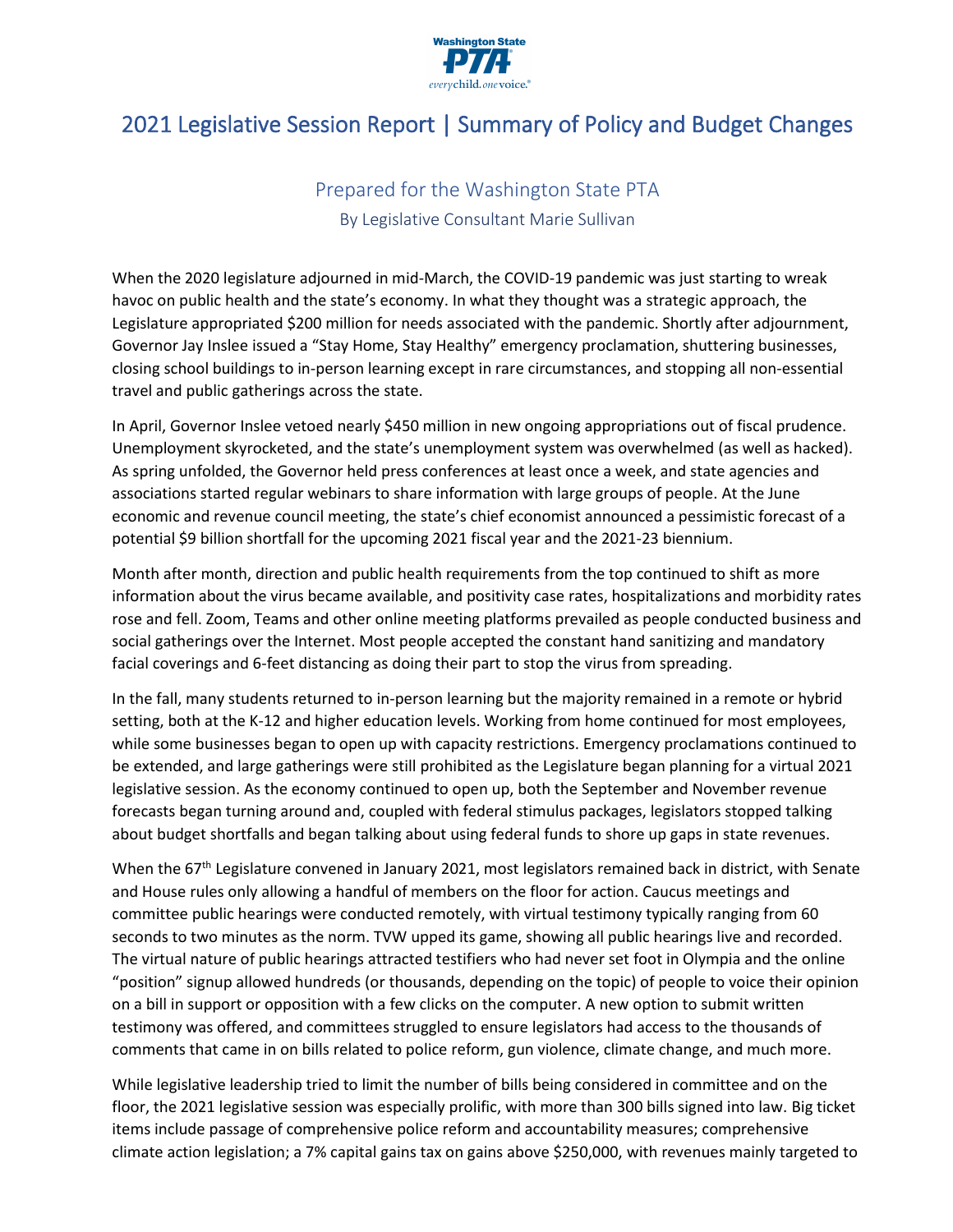# 2021 Legislative Session Report | Summary of Policy and Budget Changes

## Prepared for the Washington State PTA

By Legislative Consultant Marie Sullivan

When the 2020 legislature adjourned in mid-March, the COVID-19 pandemic was just starting to wreak havoc on public health and the state's economy. In what they thought was a strategic approach, the Legislature appropriated $200 million for needs associated with the pandemic. Shortly after adjournment, Governor Jay Inslee issued a "Stay Home, Stay Healthy" emergency proclamation, shuttering businesses, closing school buildings to in-person learning except in rare circumstances, and stopping all non-essential travel and public gatherings across the state.

In April, Governor Inslee vetoed nearly $450 million in new ongoing appropriations out of fiscal prudence. Unemployment skyrocketed, and the state's unemployment system was overwhelmed (as well as hacked). As spring unfolded, the Governor held press conferences at least once a week, and state agencies and associations started regular webinars to share information with large groups of people. At the June economic and revenue council meeting, the state's chief economist announced a pessimistic forecast of a potential $9 billion shortfall for the upcoming 2021 fiscal year and the 2021-23 biennium.

Month after month, direction and public health requirements from the top continued to shift as more information about the virus became available, and positivity case rates, hospitalizations and morbidity rates rose and fell. Zoom, Teams and other online meeting platforms prevailed as people conducted business and social gatherings over the Internet. Most people accepted the constant hand sanitizing and mandatory facial coverings and 6-feet distancing as doing their part to stop the virus from spreading.

In the fall, many students returned to in-person learning but the majority remained in a remote or hybrid setting, both at the K-12 and higher education levels. Working from home continued for most employees, while some businesses began to open up with capacity restrictions. Emergency proclamations continued to be extended, and large gatherings were still prohibited as the Legislature began planning for a virtual 2021 legislative session. As the economy continued to open up, both the September and November revenue forecasts began turning around and, coupled with federal stimulus packages, legislators stopped talking about budget shortfalls and began talking about using federal funds to shore up gaps in state revenues.

When the 67th Legislature convened in January 2021, most legislators remained back in district, with Senate and House rules only allowing a handful of members on the floor for action. Caucus meetings and committee public hearings were conducted remotely, with virtual testimony typically ranging from 60 seconds to two minutes as the norm. TVW upped its game, showing all public hearings live and recorded. The virtual nature of public hearings attracted testifiers who had never set foot in Olympia and the online "position" signup allowed hundreds (or thousands, depending on the topic) of people to voice their opinion on a bill in support or opposition with a few clicks on the computer. A new option to submit written testimony was offered, and committees struggled to ensure legislators had access to the thousands of comments that came in on bills related to police reform, gun violence, climate change, and much more.

While legislative leadership tried to limit the number of bills being considered in committee and on the floor, the 2021 legislative session was especially prolific, with more than 300 bills signed into law. Big ticket items include passage of comprehensive police reform and accountability measures; comprehensive climate action legislation; a 7% capital gains tax on gains above $250,000, with revenues mainly targeted to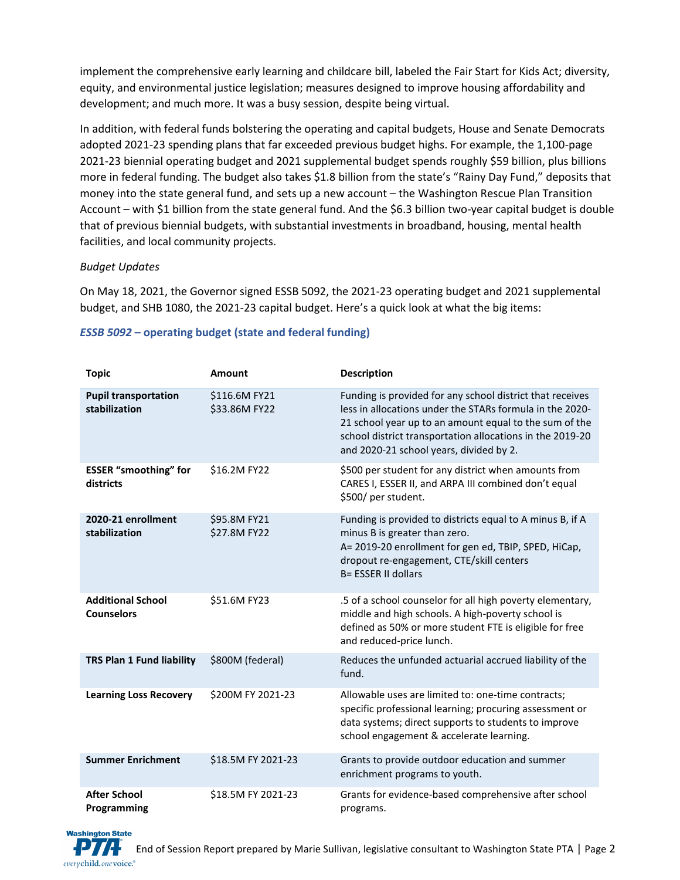implement the comprehensive early learning and childcare bill, labeled the Fair Start for Kids Act; diversity, equity, and environmental justice legislation; measures designed to improve housing affordability and development; and much more. It was a busy session, despite being virtual.

In addition, with federal funds bolstering the operating and capital budgets, House and Senate Democrats adopted 2021-23 spending plans that far exceeded previous budget highs. For example, the 1,100-page 2021-23 biennial operating budget and 2021 supplemental budget spends roughly $59 billion, plus billions more in federal funding. The budget also takes $1.8 billion from the state's "Rainy Day Fund," deposits that money into the state general fund, and sets up a new account – the Washington Rescue Plan Transition Account – with $1 billion from the state general fund. And the $6.3 billion two-year capital budget is double that of previous biennial budgets, with substantial investments in broadband, housing, mental health facilities, and local community projects.

*Budget Updates*

On May 18, 2021, the Governor signed ESSB 5092, the 2021-23 operating budget and 2021 supplemental budget, and SHB 1080, the 2021-23 capital budget. Here's a quick look at what the big items:

### *ESSB 5092* – operating budget (state and federal funding)

| Topic | Amount | Description |
|---|---|---|
| **Pupil transportation stabilization** | $116.6M FY21<br>$33.86M FY22 | Funding is provided for any school district that receives less in allocations under the STARs formula in the 2020-21 school year up to an amount equal to the sum of the school district transportation allocations in the 2019-20 and 2020-21 school years, divided by 2. |
| **ESSER "smoothing" for districts** | $16.2M FY22 | $500 per student for any district when amounts from CARES I, ESSER II, and ARPA III combined don't equal $500/ per student. |
| **2020-21 enrollment stabilization** | $95.8M FY21<br>$27.8M FY22 | Funding is provided to districts equal to A minus B, if A minus B is greater than zero.<br>A= 2019-20 enrollment for gen ed, TBIP, SPED, HiCap, dropout re-engagement, CTE/skill centers<br>B= ESSER II dollars |
| **Additional School Counselors** | $51.6M FY23 | .5 of a school counselor for all high poverty elementary, middle and high schools. A high-poverty school is defined as 50% or more student FTE is eligible for free and reduced-price lunch. |
| **TRS Plan 1 Fund liability** | $800M (federal) | Reduces the unfunded actuarial accrued liability of the fund. |
| **Learning Loss Recovery** | $200M FY 2021-23 | Allowable uses are limited to: one-time contracts; specific professional learning; procuring assessment or data systems; direct supports to students to improve school engagement & accelerate learning. |
| **Summer Enrichment** | $18.5M FY 2021-23 | Grants to provide outdoor education and summer enrichment programs to youth. |
| **After School Programming** | $18.5M FY 2021-23 | Grants for evidence-based comprehensive after school programs. |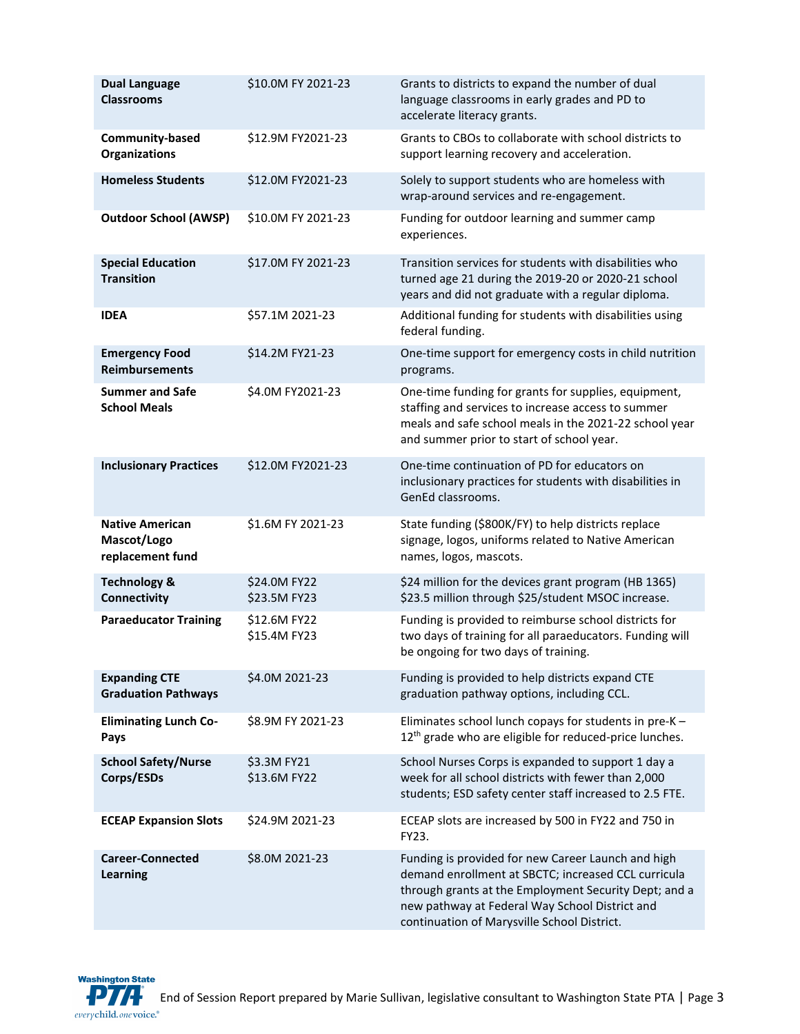| | | |
|---|---|---|
| **Dual Language Classrooms** | $10.0M FY 2021-23 | Grants to districts to expand the number of dual language classrooms in early grades and PD to accelerate literacy grants. |
| **Community-based Organizations** | $12.9M FY2021-23 | Grants to CBOs to collaborate with school districts to support learning recovery and acceleration. |
| **Homeless Students** | $12.0M FY2021-23 | Solely to support students who are homeless with wrap-around services and re-engagement. |
| **Outdoor School (AWSP)** | $10.0M FY 2021-23 | Funding for outdoor learning and summer camp experiences. |
| **Special Education Transition** | $17.0M FY 2021-23 | Transition services for students with disabilities who turned age 21 during the 2019-20 or 2020-21 school years and did not graduate with a regular diploma. |
| **IDEA** | $57.1M 2021-23 | Additional funding for students with disabilities using federal funding. |
| **Emergency Food Reimbursements** | $14.2M FY21-23 | One-time support for emergency costs in child nutrition programs. |
| **Summer and Safe School Meals** | $4.0M FY2021-23 | One-time funding for grants for supplies, equipment, staffing and services to increase access to summer meals and safe school meals in the 2021-22 school year and summer prior to start of school year. |
| **Inclusionary Practices** | $12.0M FY2021-23 | One-time continuation of PD for educators on inclusionary practices for students with disabilities in GenEd classrooms. |
| **Native American Mascot/Logo replacement fund** | $1.6M FY 2021-23 | State funding ($800K/FY) to help districts replace signage, logos, uniforms related to Native American names, logos, mascots. |
| **Technology & Connectivity** | $24.0M FY22<br>$23.5M FY23 | $24 million for the devices grant program (HB 1365)<br>$23.5 million through $25/student MSOC increase. |
| **Paraeducator Training** | $12.6M FY22<br>$15.4M FY23 | Funding is provided to reimburse school districts for two days of training for all paraeducators. Funding will be ongoing for two days of training. |
| **Expanding CTE Graduation Pathways** | $4.0M 2021-23 | Funding is provided to help districts expand CTE graduation pathway options, including CCL. |
| **Eliminating Lunch Co-Pays** | $8.9M FY 2021-23 | Eliminates school lunch copays for students in pre-K – 12th grade who are eligible for reduced-price lunches. |
| **School Safety/Nurse Corps/ESDs** | $3.3M FY21<br>$13.6M FY22 | School Nurses Corps is expanded to support 1 day a week for all school districts with fewer than 2,000 students; ESD safety center staff increased to 2.5 FTE. |
| **ECEAP Expansion Slots** | $24.9M 2021-23 | ECEAP slots are increased by 500 in FY22 and 750 in FY23. |
| **Career-Connected Learning** | $8.0M 2021-23 | Funding is provided for new Career Launch and high demand enrollment at SBCTC; increased CCL curricula through grants at the Employment Security Dept; and a new pathway at Federal Way School District and continuation of Marysville School District. |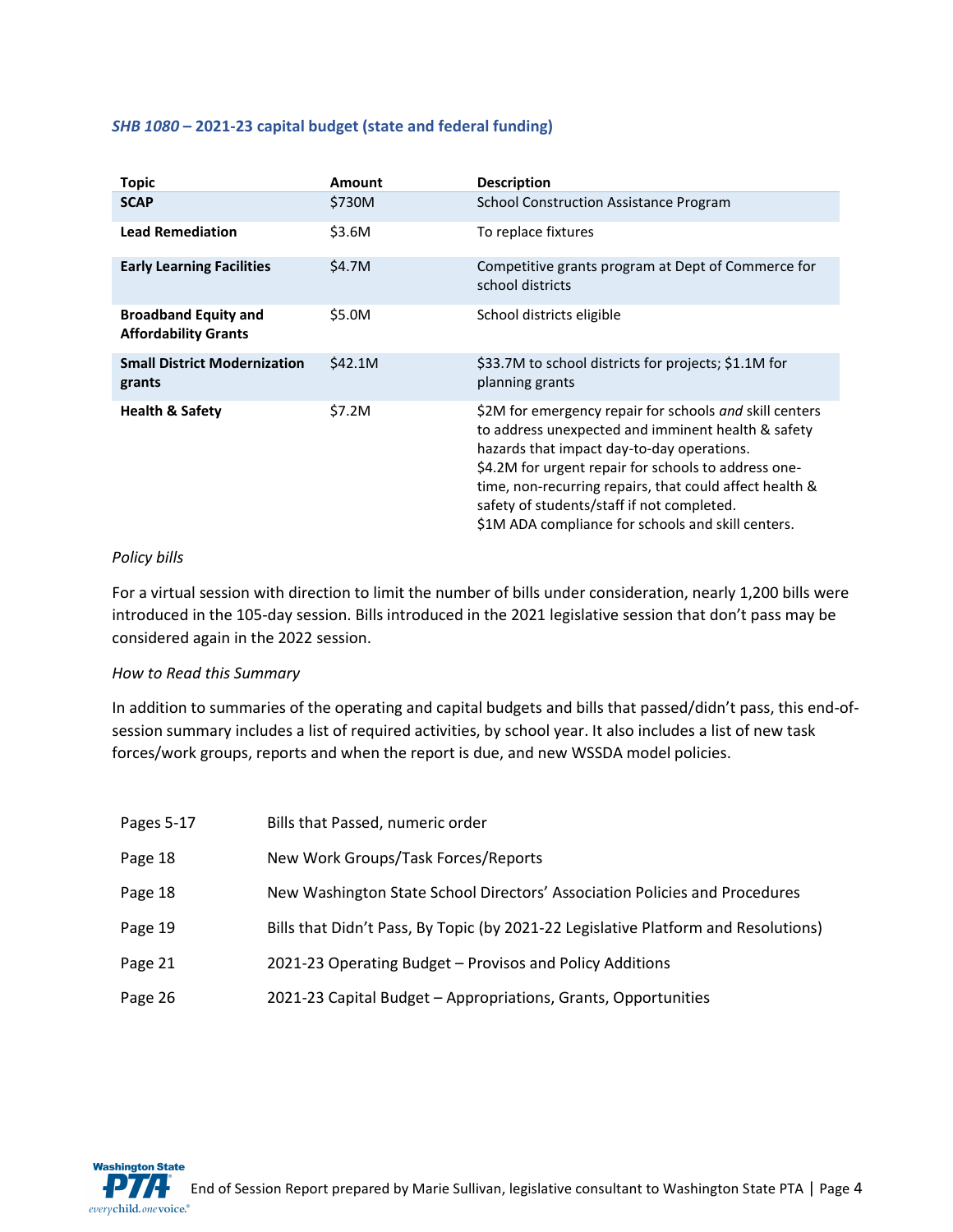### *SHB 1080* – 2021-23 capital budget (state and federal funding)

| Topic | Amount | Description |
|---|---|---|
| **SCAP** | $730M | School Construction Assistance Program |
| **Lead Remediation** | $3.6M | To replace fixtures |
| **Early Learning Facilities** | $4.7M | Competitive grants program at Dept of Commerce for school districts |
| **Broadband Equity and Affordability Grants** | $5.0M | School districts eligible |
| **Small District Modernization grants** | $42.1M | $33.7M to school districts for projects; $1.1M for planning grants |
| **Health & Safety** | $7.2M | $2M for emergency repair for schools *and* skill centers to address unexpected and imminent health & safety hazards that impact day-to-day operations. $4.2M for urgent repair for schools to address one-time, non-recurring repairs, that could affect health & safety of students/staff if not completed. $1M ADA compliance for schools and skill centers. |

*Policy bills*

For a virtual session with direction to limit the number of bills under consideration, nearly 1,200 bills were introduced in the 105-day session. Bills introduced in the 2021 legislative session that don't pass may be considered again in the 2022 session.

*How to Read this Summary*

In addition to summaries of the operating and capital budgets and bills that passed/didn't pass, this end-of-session summary includes a list of required activities, by school year. It also includes a list of new task forces/work groups, reports and when the report is due, and new WSSDA model policies.

| | |
|---|---|
| Pages 5-17 | Bills that Passed, numeric order |
| Page 18 | New Work Groups/Task Forces/Reports |
| Page 18 | New Washington State School Directors' Association Policies and Procedures |
| Page 19 | Bills that Didn't Pass, By Topic (by 2021-22 Legislative Platform and Resolutions) |
| Page 21 | 2021-23 Operating Budget – Provisos and Policy Additions |
| Page 26 | 2021-23 Capital Budget – Appropriations, Grants, Opportunities |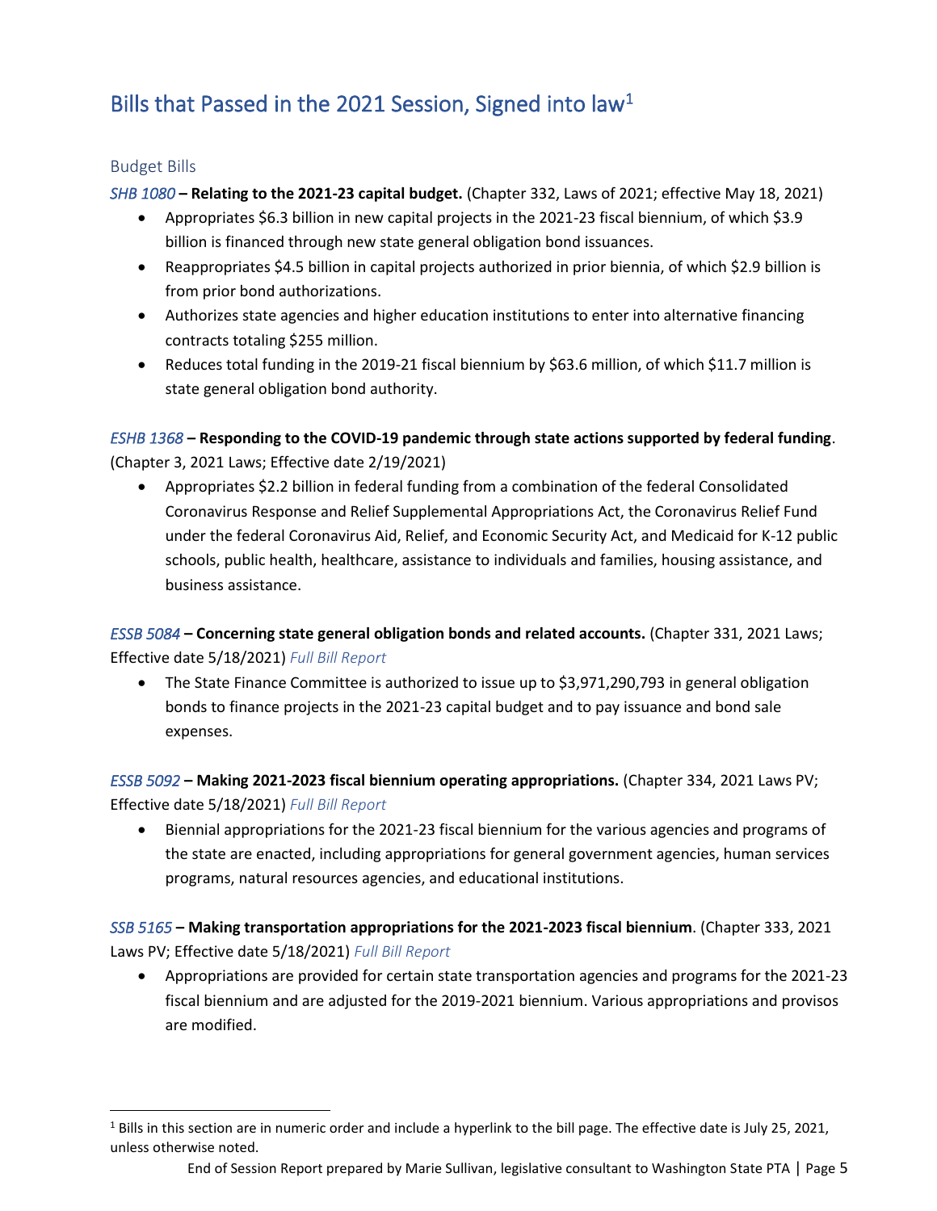## Bills that Passed in the 2021 Session, Signed into law[1]

### Budget Bills

*SHB 1080* – **Relating to the 2021-23 capital budget.** (Chapter 332, Laws of 2021; effective May 18, 2021)

- Appropriates $6.3 billion in new capital projects in the 2021-23 fiscal biennium, of which $3.9 billion is financed through new state general obligation bond issuances.
- Reappropriates $4.5 billion in capital projects authorized in prior biennia, of which $2.9 billion is from prior bond authorizations.
- Authorizes state agencies and higher education institutions to enter into alternative financing contracts totaling $255 million.
- Reduces total funding in the 2019-21 fiscal biennium by $63.6 million, of which $11.7 million is state general obligation bond authority.

*ESHB 1368* – **Responding to the COVID-19 pandemic through state actions supported by federal funding**. (Chapter 3, 2021 Laws; Effective date 2/19/2021)

- Appropriates $2.2 billion in federal funding from a combination of the federal Consolidated Coronavirus Response and Relief Supplemental Appropriations Act, the Coronavirus Relief Fund under the federal Coronavirus Aid, Relief, and Economic Security Act, and Medicaid for K-12 public schools, public health, healthcare, assistance to individuals and families, housing assistance, and business assistance.

*ESSB 5084* – **Concerning state general obligation bonds and related accounts.** (Chapter 331, 2021 Laws; Effective date 5/18/2021) *Full Bill Report*

- The State Finance Committee is authorized to issue up to $3,971,290,793 in general obligation bonds to finance projects in the 2021-23 capital budget and to pay issuance and bond sale expenses.

*ESSB 5092* – **Making 2021-2023 fiscal biennium operating appropriations.** (Chapter 334, 2021 Laws PV; Effective date 5/18/2021) *Full Bill Report*

- Biennial appropriations for the 2021-23 fiscal biennium for the various agencies and programs of the state are enacted, including appropriations for general government agencies, human services programs, natural resources agencies, and educational institutions.

*SSB 5165* – **Making transportation appropriations for the 2021-2023 fiscal biennium**. (Chapter 333, 2021 Laws PV; Effective date 5/18/2021) *Full Bill Report*

- Appropriations are provided for certain state transportation agencies and programs for the 2021-23 fiscal biennium and are adjusted for the 2019-2021 biennium. Various appropriations and provisos are modified.

[1] Bills in this section are in numeric order and include a hyperlink to the bill page. The effective date is July 25, 2021, unless otherwise noted.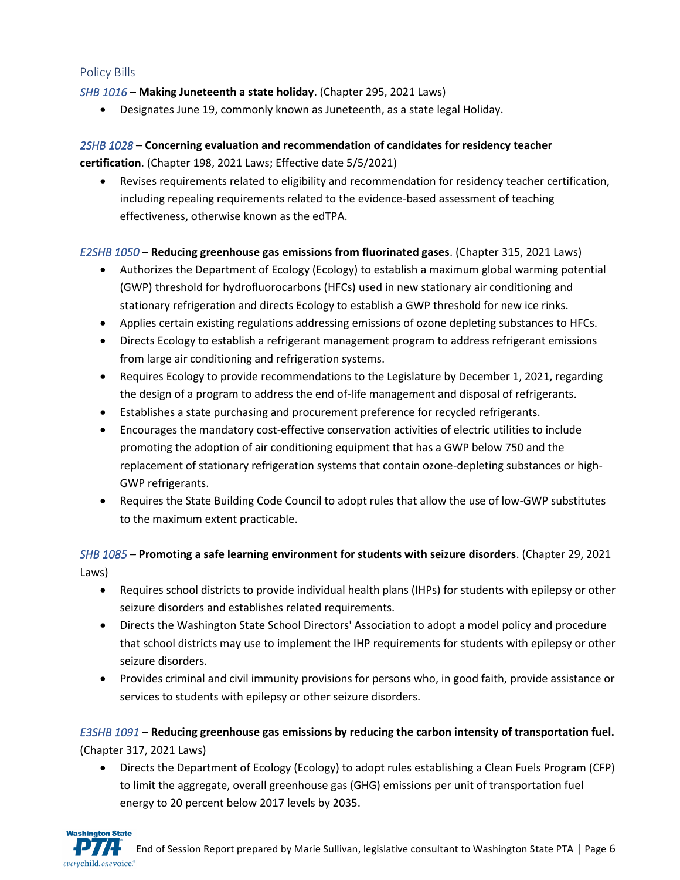## Policy Bills

*SHB 1016* – **Making Juneteenth a state holiday**. (Chapter 295, 2021 Laws)

- Designates June 19, commonly known as Juneteenth, as a state legal Holiday.

*2SHB 1028* – **Concerning evaluation and recommendation of candidates for residency teacher certification**. (Chapter 198, 2021 Laws; Effective date 5/5/2021)

- Revises requirements related to eligibility and recommendation for residency teacher certification, including repealing requirements related to the evidence-based assessment of teaching effectiveness, otherwise known as the edTPA.

*E2SHB 1050* – **Reducing greenhouse gas emissions from fluorinated gases**. (Chapter 315, 2021 Laws)

- Authorizes the Department of Ecology (Ecology) to establish a maximum global warming potential (GWP) threshold for hydrofluorocarbons (HFCs) used in new stationary air conditioning and stationary refrigeration and directs Ecology to establish a GWP threshold for new ice rinks.
- Applies certain existing regulations addressing emissions of ozone depleting substances to HFCs.
- Directs Ecology to establish a refrigerant management program to address refrigerant emissions from large air conditioning and refrigeration systems.
- Requires Ecology to provide recommendations to the Legislature by December 1, 2021, regarding the design of a program to address the end of-life management and disposal of refrigerants.
- Establishes a state purchasing and procurement preference for recycled refrigerants.
- Encourages the mandatory cost-effective conservation activities of electric utilities to include promoting the adoption of air conditioning equipment that has a GWP below 750 and the replacement of stationary refrigeration systems that contain ozone-depleting substances or high-GWP refrigerants.
- Requires the State Building Code Council to adopt rules that allow the use of low-GWP substitutes to the maximum extent practicable.

*SHB 1085* – **Promoting a safe learning environment for students with seizure disorders**. (Chapter 29, 2021 Laws)

- Requires school districts to provide individual health plans (IHPs) for students with epilepsy or other seizure disorders and establishes related requirements.
- Directs the Washington State School Directors' Association to adopt a model policy and procedure that school districts may use to implement the IHP requirements for students with epilepsy or other seizure disorders.
- Provides criminal and civil immunity provisions for persons who, in good faith, provide assistance or services to students with epilepsy or other seizure disorders.

*E3SHB 1091* – **Reducing greenhouse gas emissions by reducing the carbon intensity of transportation fuel.** (Chapter 317, 2021 Laws)

- Directs the Department of Ecology (Ecology) to adopt rules establishing a Clean Fuels Program (CFP) to limit the aggregate, overall greenhouse gas (GHG) emissions per unit of transportation fuel energy to 20 percent below 2017 levels by 2035.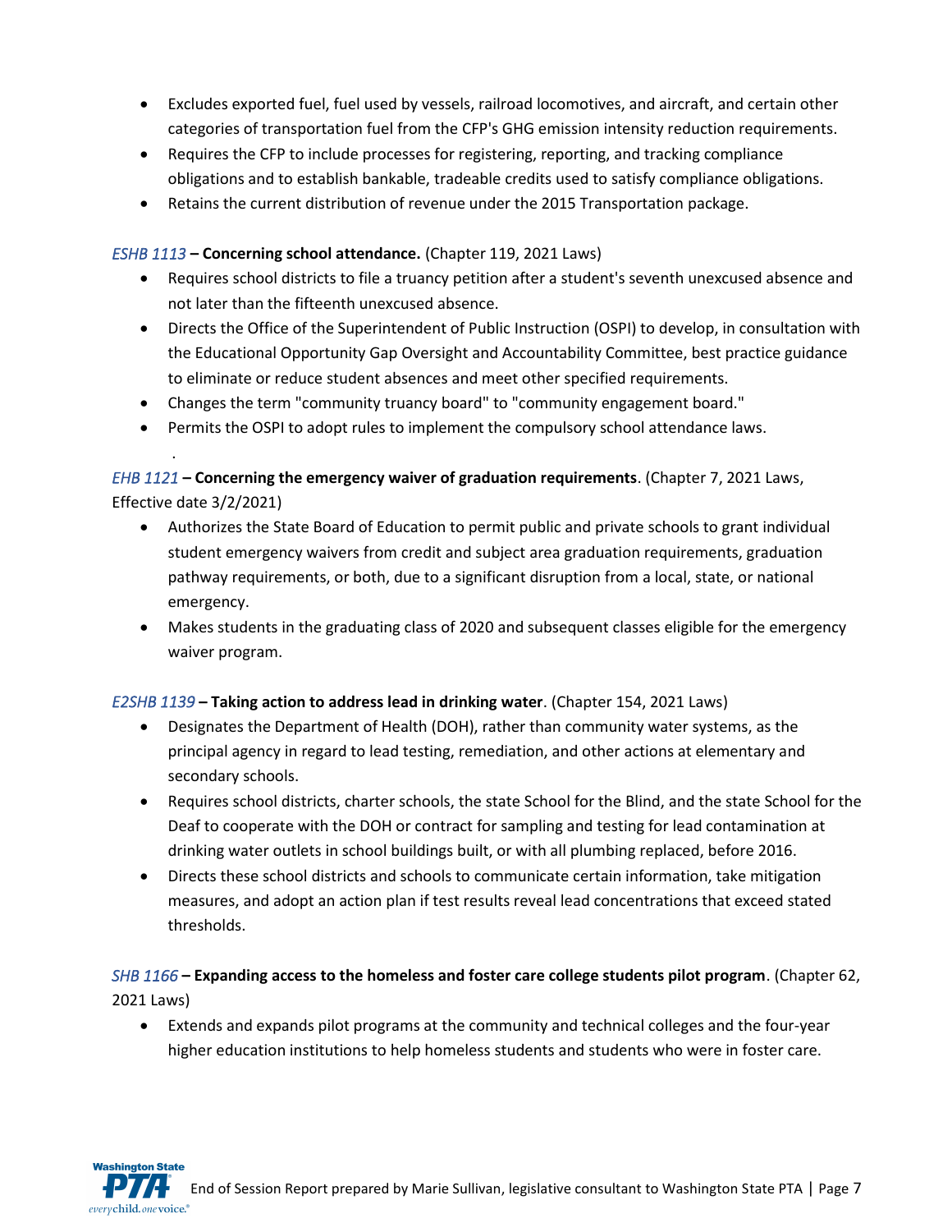- Excludes exported fuel, fuel used by vessels, railroad locomotives, and aircraft, and certain other categories of transportation fuel from the CFP's GHG emission intensity reduction requirements.
- Requires the CFP to include processes for registering, reporting, and tracking compliance obligations and to establish bankable, tradeable credits used to satisfy compliance obligations.
- Retains the current distribution of revenue under the 2015 Transportation package.

*ESHB 1113* – **Concerning school attendance.** (Chapter 119, 2021 Laws)

- Requires school districts to file a truancy petition after a student's seventh unexcused absence and not later than the fifteenth unexcused absence.
- Directs the Office of the Superintendent of Public Instruction (OSPI) to develop, in consultation with the Educational Opportunity Gap Oversight and Accountability Committee, best practice guidance to eliminate or reduce student absences and meet other specified requirements.
- Changes the term "community truancy board" to "community engagement board."
- Permits the OSPI to adopt rules to implement the compulsory school attendance laws.

*EHB 1121* – **Concerning the emergency waiver of graduation requirements**. (Chapter 7, 2021 Laws, Effective date 3/2/2021)

- Authorizes the State Board of Education to permit public and private schools to grant individual student emergency waivers from credit and subject area graduation requirements, graduation pathway requirements, or both, due to a significant disruption from a local, state, or national emergency.
- Makes students in the graduating class of 2020 and subsequent classes eligible for the emergency waiver program.

*E2SHB 1139* – **Taking action to address lead in drinking water**. (Chapter 154, 2021 Laws)

- Designates the Department of Health (DOH), rather than community water systems, as the principal agency in regard to lead testing, remediation, and other actions at elementary and secondary schools.
- Requires school districts, charter schools, the state School for the Blind, and the state School for the Deaf to cooperate with the DOH or contract for sampling and testing for lead contamination at drinking water outlets in school buildings built, or with all plumbing replaced, before 2016.
- Directs these school districts and schools to communicate certain information, take mitigation measures, and adopt an action plan if test results reveal lead concentrations that exceed stated thresholds.

*SHB 1166* – **Expanding access to the homeless and foster care college students pilot program**. (Chapter 62, 2021 Laws)

- Extends and expands pilot programs at the community and technical colleges and the four-year higher education institutions to help homeless students and students who were in foster care.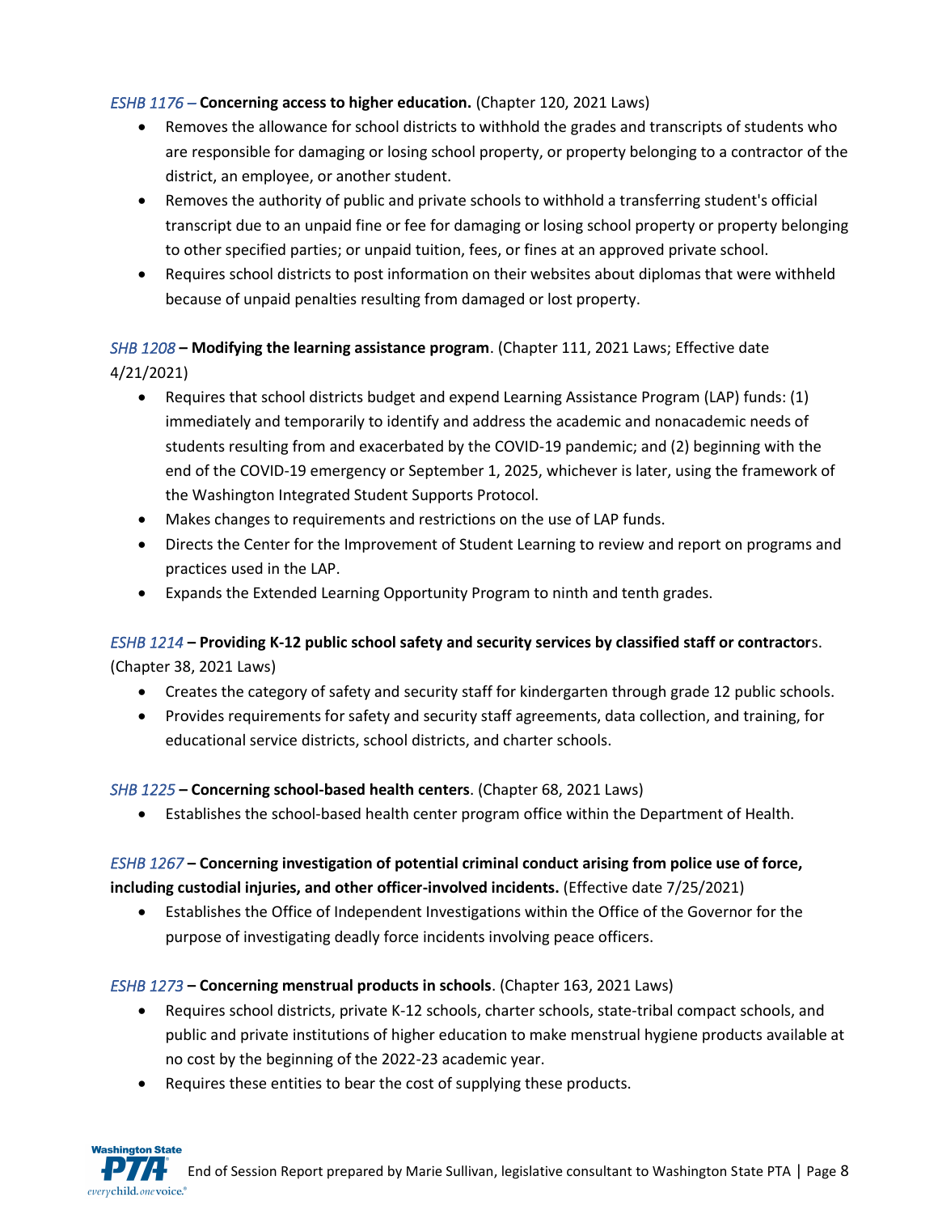*ESHB 1176 –* **Concerning access to higher education.** (Chapter 120, 2021 Laws)

- Removes the allowance for school districts to withhold the grades and transcripts of students who are responsible for damaging or losing school property, or property belonging to a contractor of the district, an employee, or another student.
- Removes the authority of public and private schools to withhold a transferring student's official transcript due to an unpaid fine or fee for damaging or losing school property or property belonging to other specified parties; or unpaid tuition, fees, or fines at an approved private school.
- Requires school districts to post information on their websites about diplomas that were withheld because of unpaid penalties resulting from damaged or lost property.

*SHB 1208* **– Modifying the learning assistance program**. (Chapter 111, 2021 Laws; Effective date 4/21/2021)

- Requires that school districts budget and expend Learning Assistance Program (LAP) funds: (1) immediately and temporarily to identify and address the academic and nonacademic needs of students resulting from and exacerbated by the COVID-19 pandemic; and (2) beginning with the end of the COVID-19 emergency or September 1, 2025, whichever is later, using the framework of the Washington Integrated Student Supports Protocol.
- Makes changes to requirements and restrictions on the use of LAP funds.
- Directs the Center for the Improvement of Student Learning to review and report on programs and practices used in the LAP.
- Expands the Extended Learning Opportunity Program to ninth and tenth grades.

*ESHB 1214* **– Providing K-12 public school safety and security services by classified staff or contractor**s. (Chapter 38, 2021 Laws)

- Creates the category of safety and security staff for kindergarten through grade 12 public schools.
- Provides requirements for safety and security staff agreements, data collection, and training, for educational service districts, school districts, and charter schools.

*SHB 1225* **– Concerning school-based health centers**. (Chapter 68, 2021 Laws)

- Establishes the school-based health center program office within the Department of Health.

*ESHB 1267* **– Concerning investigation of potential criminal conduct arising from police use of force, including custodial injuries, and other officer-involved incidents.** (Effective date 7/25/2021)

- Establishes the Office of Independent Investigations within the Office of the Governor for the purpose of investigating deadly force incidents involving peace officers.

*ESHB 1273* **– Concerning menstrual products in schools**. (Chapter 163, 2021 Laws)

- Requires school districts, private K-12 schools, charter schools, state-tribal compact schools, and public and private institutions of higher education to make menstrual hygiene products available at no cost by the beginning of the 2022-23 academic year.
- Requires these entities to bear the cost of supplying these products.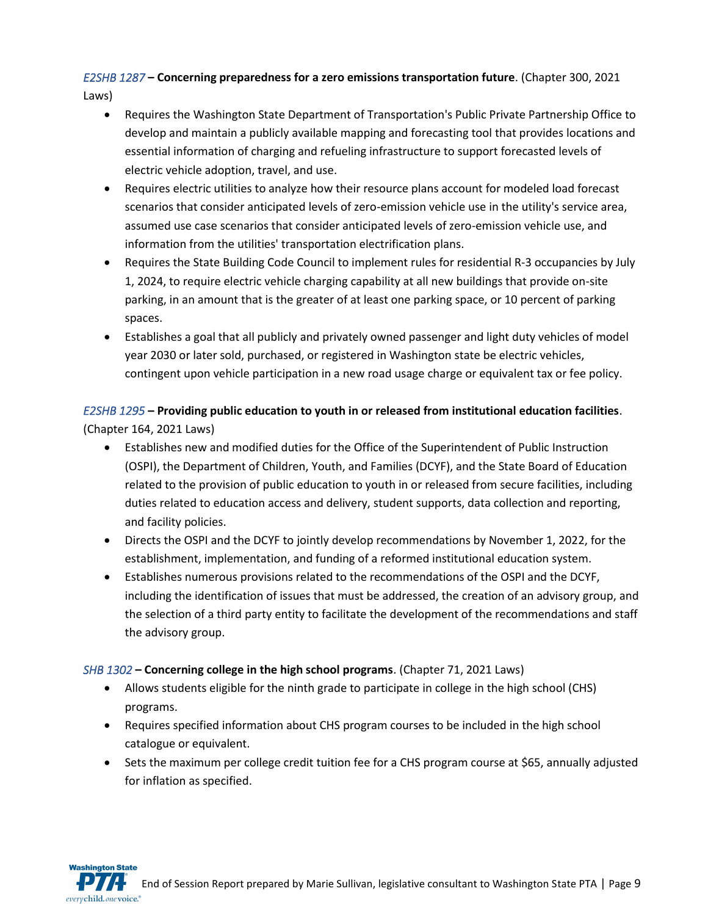*E2SHB 1287* **– Concerning preparedness for a zero emissions transportation future**. (Chapter 300, 2021 Laws)

- Requires the Washington State Department of Transportation's Public Private Partnership Office to develop and maintain a publicly available mapping and forecasting tool that provides locations and essential information of charging and refueling infrastructure to support forecasted levels of electric vehicle adoption, travel, and use.
- Requires electric utilities to analyze how their resource plans account for modeled load forecast scenarios that consider anticipated levels of zero-emission vehicle use in the utility's service area, assumed use case scenarios that consider anticipated levels of zero-emission vehicle use, and information from the utilities' transportation electrification plans.
- Requires the State Building Code Council to implement rules for residential R-3 occupancies by July 1, 2024, to require electric vehicle charging capability at all new buildings that provide on-site parking, in an amount that is the greater of at least one parking space, or 10 percent of parking spaces.
- Establishes a goal that all publicly and privately owned passenger and light duty vehicles of model year 2030 or later sold, purchased, or registered in Washington state be electric vehicles, contingent upon vehicle participation in a new road usage charge or equivalent tax or fee policy.

*E2SHB 1295* **– Providing public education to youth in or released from institutional education facilities**. (Chapter 164, 2021 Laws)

- Establishes new and modified duties for the Office of the Superintendent of Public Instruction (OSPI), the Department of Children, Youth, and Families (DCYF), and the State Board of Education related to the provision of public education to youth in or released from secure facilities, including duties related to education access and delivery, student supports, data collection and reporting, and facility policies.
- Directs the OSPI and the DCYF to jointly develop recommendations by November 1, 2022, for the establishment, implementation, and funding of a reformed institutional education system.
- Establishes numerous provisions related to the recommendations of the OSPI and the DCYF, including the identification of issues that must be addressed, the creation of an advisory group, and the selection of a third party entity to facilitate the development of the recommendations and staff the advisory group.

*SHB 1302* **– Concerning college in the high school programs**. (Chapter 71, 2021 Laws)

- Allows students eligible for the ninth grade to participate in college in the high school (CHS) programs.
- Requires specified information about CHS program courses to be included in the high school catalogue or equivalent.
- Sets the maximum per college credit tuition fee for a CHS program course at $65, annually adjusted for inflation as specified.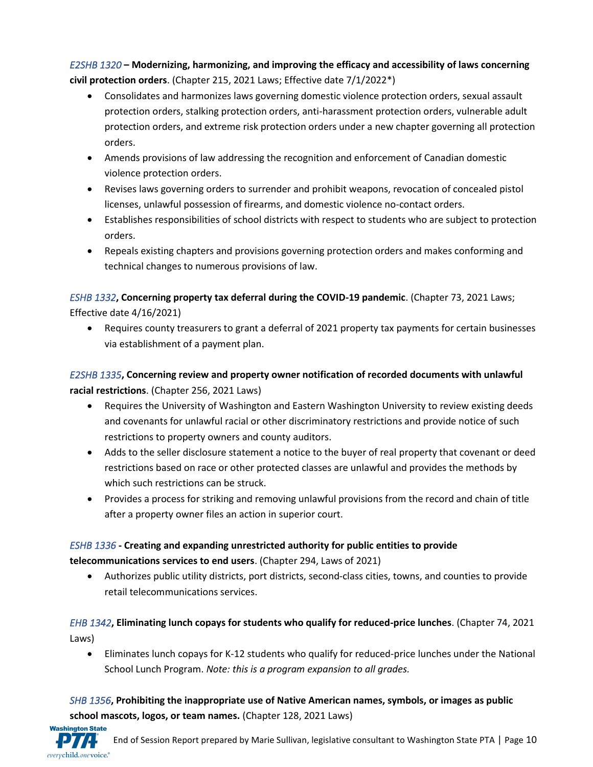*E2SHB 1320* **– Modernizing, harmonizing, and improving the efficacy and accessibility of laws concerning civil protection orders**. (Chapter 215, 2021 Laws; Effective date 7/1/2022*)

- Consolidates and harmonizes laws governing domestic violence protection orders, sexual assault protection orders, stalking protection orders, anti-harassment protection orders, vulnerable adult protection orders, and extreme risk protection orders under a new chapter governing all protection orders.
- Amends provisions of law addressing the recognition and enforcement of Canadian domestic violence protection orders.
- Revises laws governing orders to surrender and prohibit weapons, revocation of concealed pistol licenses, unlawful possession of firearms, and domestic violence no-contact orders.
- Establishes responsibilities of school districts with respect to students who are subject to protection orders.
- Repeals existing chapters and provisions governing protection orders and makes conforming and technical changes to numerous provisions of law.

*ESHB 1332*, **Concerning property tax deferral during the COVID-19 pandemic**. (Chapter 73, 2021 Laws; Effective date 4/16/2021)

- Requires county treasurers to grant a deferral of 2021 property tax payments for certain businesses via establishment of a payment plan.

*E2SHB 1335*, **Concerning review and property owner notification of recorded documents with unlawful racial restrictions**. (Chapter 256, 2021 Laws)

- Requires the University of Washington and Eastern Washington University to review existing deeds and covenants for unlawful racial or other discriminatory restrictions and provide notice of such restrictions to property owners and county auditors.
- Adds to the seller disclosure statement a notice to the buyer of real property that covenant or deed restrictions based on race or other protected classes are unlawful and provides the methods by which such restrictions can be struck.
- Provides a process for striking and removing unlawful provisions from the record and chain of title after a property owner files an action in superior court.

*ESHB 1336* **- Creating and expanding unrestricted authority for public entities to provide telecommunications services to end users**. (Chapter 294, Laws of 2021)

- Authorizes public utility districts, port districts, second-class cities, towns, and counties to provide retail telecommunications services.

*EHB 1342*, **Eliminating lunch copays for students who qualify for reduced-price lunches**. (Chapter 74, 2021 Laws)

- Eliminates lunch copays for K-12 students who qualify for reduced-price lunches under the National School Lunch Program. *Note: this is a program expansion to all grades.*

*SHB 1356*, **Prohibiting the inappropriate use of Native American names, symbols, or images as public school mascots, logos, or team names.** (Chapter 128, 2021 Laws)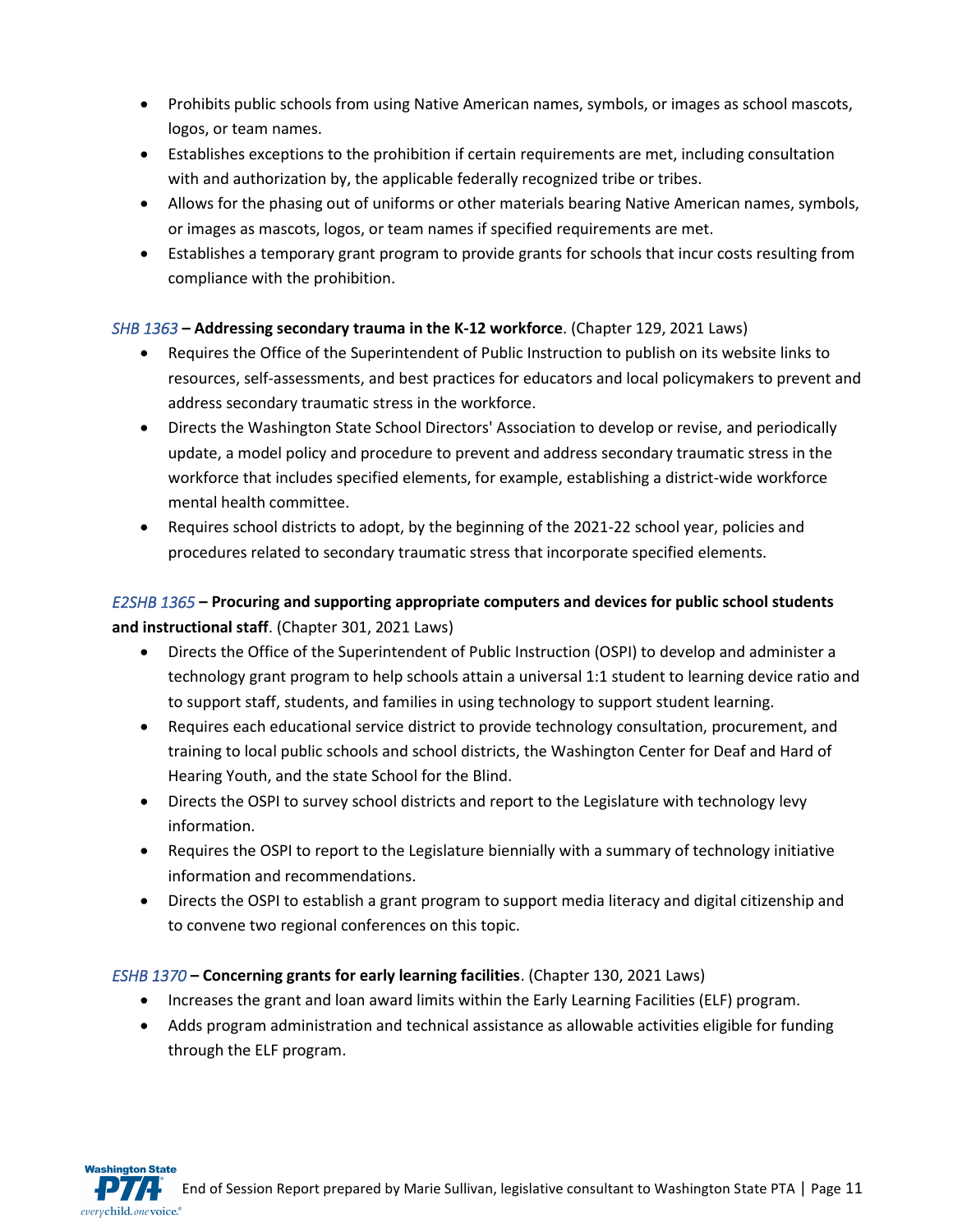- Prohibits public schools from using Native American names, symbols, or images as school mascots, logos, or team names.
- Establishes exceptions to the prohibition if certain requirements are met, including consultation with and authorization by, the applicable federally recognized tribe or tribes.
- Allows for the phasing out of uniforms or other materials bearing Native American names, symbols, or images as mascots, logos, or team names if specified requirements are met.
- Establishes a temporary grant program to provide grants for schools that incur costs resulting from compliance with the prohibition.

*SHB 1363* – **Addressing secondary trauma in the K-12 workforce**. (Chapter 129, 2021 Laws)

- Requires the Office of the Superintendent of Public Instruction to publish on its website links to resources, self-assessments, and best practices for educators and local policymakers to prevent and address secondary traumatic stress in the workforce.
- Directs the Washington State School Directors' Association to develop or revise, and periodically update, a model policy and procedure to prevent and address secondary traumatic stress in the workforce that includes specified elements, for example, establishing a district-wide workforce mental health committee.
- Requires school districts to adopt, by the beginning of the 2021-22 school year, policies and procedures related to secondary traumatic stress that incorporate specified elements.

*E2SHB 1365* – **Procuring and supporting appropriate computers and devices for public school students and instructional staff**. (Chapter 301, 2021 Laws)

- Directs the Office of the Superintendent of Public Instruction (OSPI) to develop and administer a technology grant program to help schools attain a universal 1:1 student to learning device ratio and to support staff, students, and families in using technology to support student learning.
- Requires each educational service district to provide technology consultation, procurement, and training to local public schools and school districts, the Washington Center for Deaf and Hard of Hearing Youth, and the state School for the Blind.
- Directs the OSPI to survey school districts and report to the Legislature with technology levy information.
- Requires the OSPI to report to the Legislature biennially with a summary of technology initiative information and recommendations.
- Directs the OSPI to establish a grant program to support media literacy and digital citizenship and to convene two regional conferences on this topic.

*ESHB 1370* – **Concerning grants for early learning facilities**. (Chapter 130, 2021 Laws)

- Increases the grant and loan award limits within the Early Learning Facilities (ELF) program.
- Adds program administration and technical assistance as allowable activities eligible for funding through the ELF program.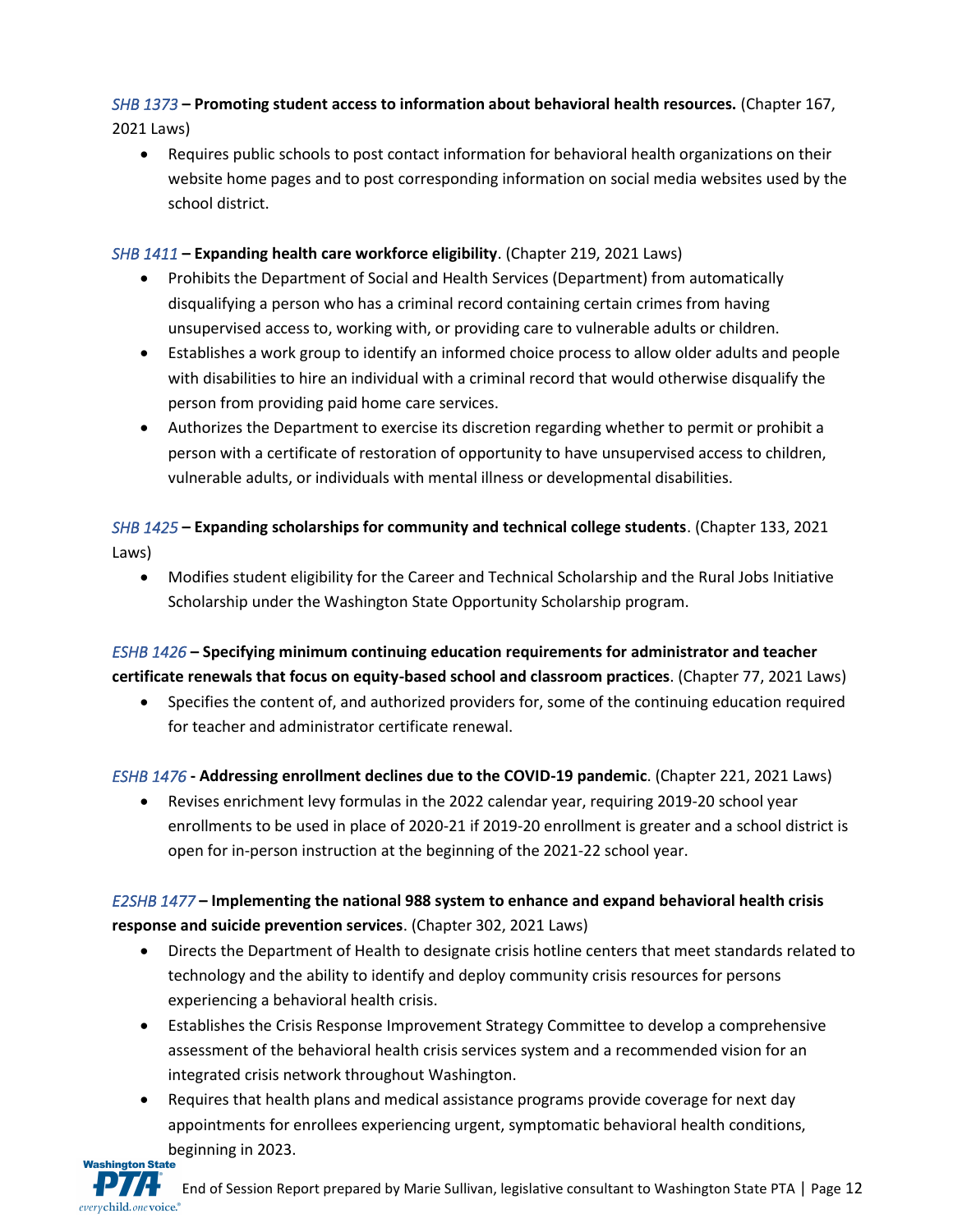*SHB 1373* **– Promoting student access to information about behavioral health resources.** (Chapter 167, 2021 Laws)

- Requires public schools to post contact information for behavioral health organizations on their website home pages and to post corresponding information on social media websites used by the school district.

*SHB 1411* **– Expanding health care workforce eligibility**. (Chapter 219, 2021 Laws)

- Prohibits the Department of Social and Health Services (Department) from automatically disqualifying a person who has a criminal record containing certain crimes from having unsupervised access to, working with, or providing care to vulnerable adults or children.
- Establishes a work group to identify an informed choice process to allow older adults and people with disabilities to hire an individual with a criminal record that would otherwise disqualify the person from providing paid home care services.
- Authorizes the Department to exercise its discretion regarding whether to permit or prohibit a person with a certificate of restoration of opportunity to have unsupervised access to children, vulnerable adults, or individuals with mental illness or developmental disabilities.

*SHB 1425* **– Expanding scholarships for community and technical college students**. (Chapter 133, 2021 Laws)

- Modifies student eligibility for the Career and Technical Scholarship and the Rural Jobs Initiative Scholarship under the Washington State Opportunity Scholarship program.

*ESHB 1426* **– Specifying minimum continuing education requirements for administrator and teacher certificate renewals that focus on equity-based school and classroom practices**. (Chapter 77, 2021 Laws)

- Specifies the content of, and authorized providers for, some of the continuing education required for teacher and administrator certificate renewal.

*ESHB 1476* **- Addressing enrollment declines due to the COVID-19 pandemic**. (Chapter 221, 2021 Laws)

- Revises enrichment levy formulas in the 2022 calendar year, requiring 2019-20 school year enrollments to be used in place of 2020-21 if 2019-20 enrollment is greater and a school district is open for in-person instruction at the beginning of the 2021-22 school year.

*E2SHB 1477* **– Implementing the national 988 system to enhance and expand behavioral health crisis response and suicide prevention services**. (Chapter 302, 2021 Laws)

- Directs the Department of Health to designate crisis hotline centers that meet standards related to technology and the ability to identify and deploy community crisis resources for persons experiencing a behavioral health crisis.
- Establishes the Crisis Response Improvement Strategy Committee to develop a comprehensive assessment of the behavioral health crisis services system and a recommended vision for an integrated crisis network throughout Washington.
- Requires that health plans and medical assistance programs provide coverage for next day appointments for enrollees experiencing urgent, symptomatic behavioral health conditions, beginning in 2023.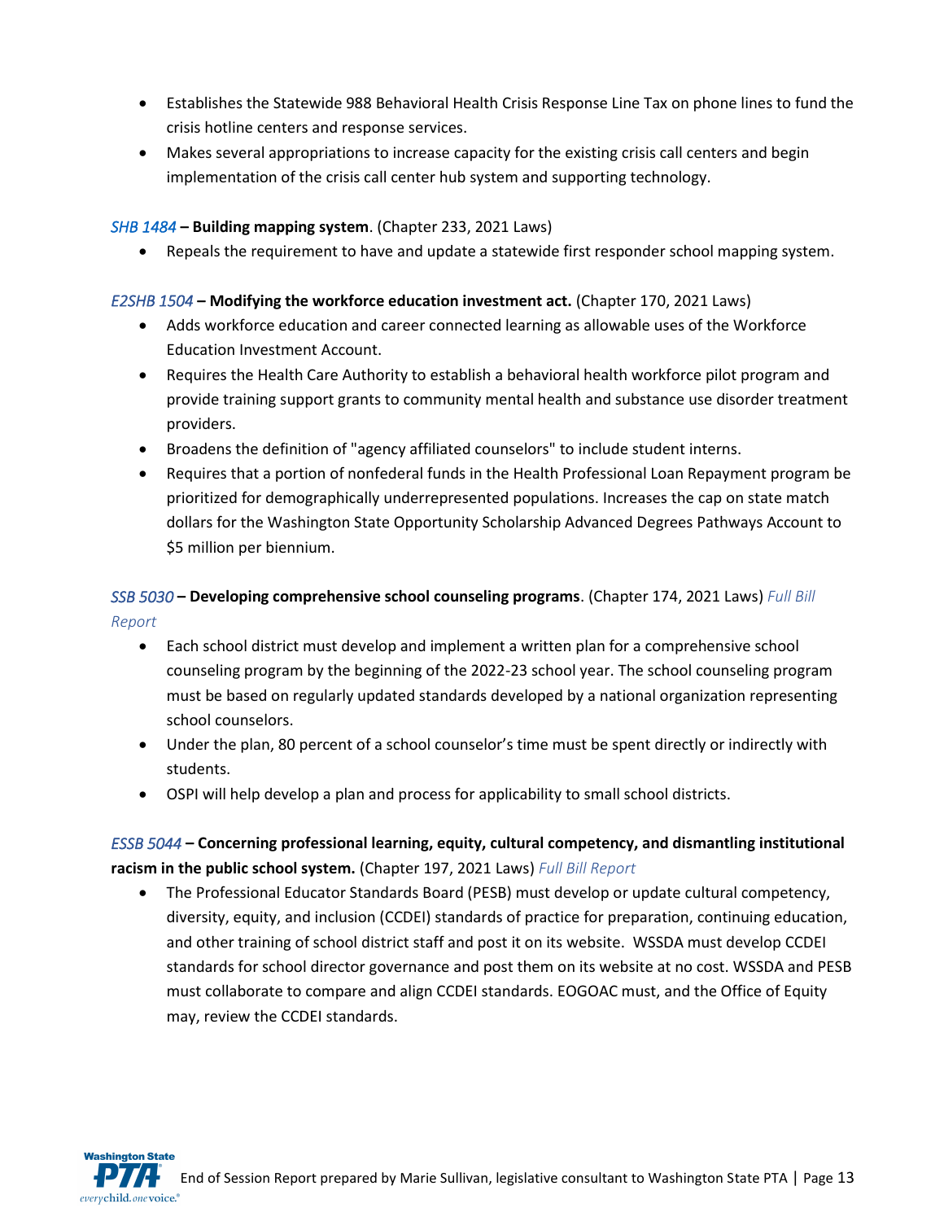- Establishes the Statewide 988 Behavioral Health Crisis Response Line Tax on phone lines to fund the crisis hotline centers and response services.
- Makes several appropriations to increase capacity for the existing crisis call centers and begin implementation of the crisis call center hub system and supporting technology.

*SHB 1484* **– Building mapping system**. (Chapter 233, 2021 Laws)

- Repeals the requirement to have and update a statewide first responder school mapping system.

*E2SHB 1504* **– Modifying the workforce education investment act.** (Chapter 170, 2021 Laws)

- Adds workforce education and career connected learning as allowable uses of the Workforce Education Investment Account.
- Requires the Health Care Authority to establish a behavioral health workforce pilot program and provide training support grants to community mental health and substance use disorder treatment providers.
- Broadens the definition of "agency affiliated counselors" to include student interns.
- Requires that a portion of nonfederal funds in the Health Professional Loan Repayment program be prioritized for demographically underrepresented populations. Increases the cap on state match dollars for the Washington State Opportunity Scholarship Advanced Degrees Pathways Account to $5 million per biennium.

*SSB 5030* **– Developing comprehensive school counseling programs**. (Chapter 174, 2021 Laws) *Full Bill Report*

- Each school district must develop and implement a written plan for a comprehensive school counseling program by the beginning of the 2022-23 school year. The school counseling program must be based on regularly updated standards developed by a national organization representing school counselors.
- Under the plan, 80 percent of a school counselor's time must be spent directly or indirectly with students.
- OSPI will help develop a plan and process for applicability to small school districts.

*ESSB 5044* **– Concerning professional learning, equity, cultural competency, and dismantling institutional racism in the public school system.** (Chapter 197, 2021 Laws) *Full Bill Report*

- The Professional Educator Standards Board (PESB) must develop or update cultural competency, diversity, equity, and inclusion (CCDEI) standards of practice for preparation, continuing education, and other training of school district staff and post it on its website. WSSDA must develop CCDEI standards for school director governance and post them on its website at no cost. WSSDA and PESB must collaborate to compare and align CCDEI standards. EOGOAC must, and the Office of Equity may, review the CCDEI standards.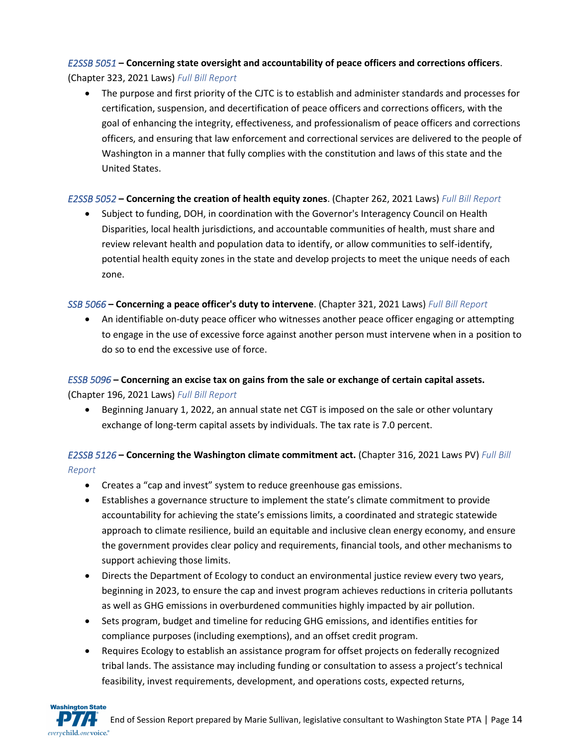*E2SSB 5051* **– Concerning state oversight and accountability of peace officers and corrections officers**. (Chapter 323, 2021 Laws) *Full Bill Report*

- The purpose and first priority of the CJTC is to establish and administer standards and processes for certification, suspension, and decertification of peace officers and corrections officers, with the goal of enhancing the integrity, effectiveness, and professionalism of peace officers and corrections officers, and ensuring that law enforcement and correctional services are delivered to the people of Washington in a manner that fully complies with the constitution and laws of this state and the United States.

*E2SSB 5052* **– Concerning the creation of health equity zones**. (Chapter 262, 2021 Laws) *Full Bill Report*

- Subject to funding, DOH, in coordination with the Governor's Interagency Council on Health Disparities, local health jurisdictions, and accountable communities of health, must share and review relevant health and population data to identify, or allow communities to self-identify, potential health equity zones in the state and develop projects to meet the unique needs of each zone.

*SSB 5066* **– Concerning a peace officer's duty to intervene**. (Chapter 321, 2021 Laws) *Full Bill Report*

- An identifiable on-duty peace officer who witnesses another peace officer engaging or attempting to engage in the use of excessive force against another person must intervene when in a position to do so to end the excessive use of force.

*ESSB 5096* **– Concerning an excise tax on gains from the sale or exchange of certain capital assets.** (Chapter 196, 2021 Laws) *Full Bill Report*

- Beginning January 1, 2022, an annual state net CGT is imposed on the sale or other voluntary exchange of long-term capital assets by individuals. The tax rate is 7.0 percent.

*E2SSB 5126* **– Concerning the Washington climate commitment act.** (Chapter 316, 2021 Laws PV) *Full Bill Report*

- Creates a "cap and invest" system to reduce greenhouse gas emissions.
- Establishes a governance structure to implement the state's climate commitment to provide accountability for achieving the state's emissions limits, a coordinated and strategic statewide approach to climate resilience, build an equitable and inclusive clean energy economy, and ensure the government provides clear policy and requirements, financial tools, and other mechanisms to support achieving those limits.
- Directs the Department of Ecology to conduct an environmental justice review every two years, beginning in 2023, to ensure the cap and invest program achieves reductions in criteria pollutants as well as GHG emissions in overburdened communities highly impacted by air pollution.
- Sets program, budget and timeline for reducing GHG emissions, and identifies entities for compliance purposes (including exemptions), and an offset credit program.
- Requires Ecology to establish an assistance program for offset projects on federally recognized tribal lands. The assistance may including funding or consultation to assess a project's technical feasibility, invest requirements, development, and operations costs, expected returns,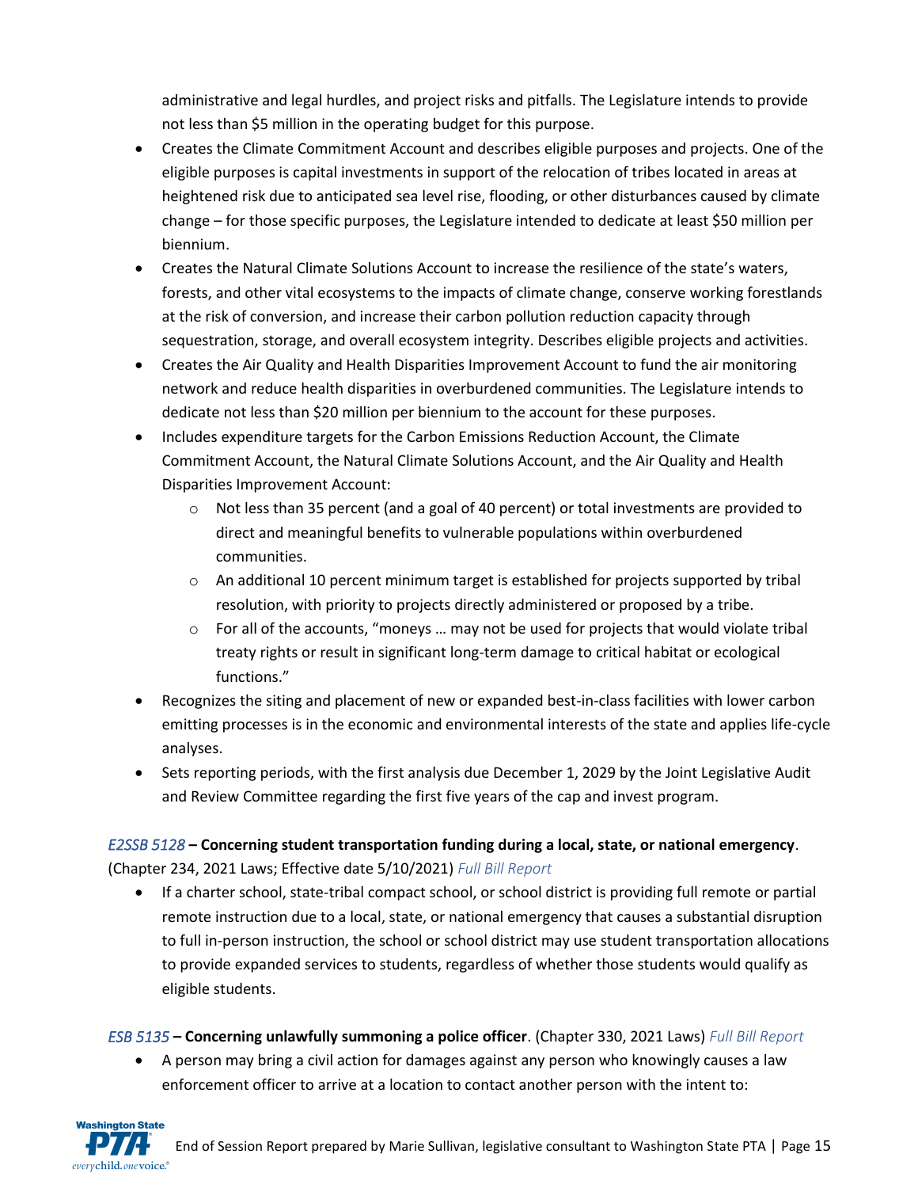administrative and legal hurdles, and project risks and pitfalls. The Legislature intends to provide not less than $5 million in the operating budget for this purpose.

- Creates the Climate Commitment Account and describes eligible purposes and projects. One of the eligible purposes is capital investments in support of the relocation of tribes located in areas at heightened risk due to anticipated sea level rise, flooding, or other disturbances caused by climate change – for those specific purposes, the Legislature intended to dedicate at least $50 million per biennium.
- Creates the Natural Climate Solutions Account to increase the resilience of the state's waters, forests, and other vital ecosystems to the impacts of climate change, conserve working forestlands at the risk of conversion, and increase their carbon pollution reduction capacity through sequestration, storage, and overall ecosystem integrity. Describes eligible projects and activities.
- Creates the Air Quality and Health Disparities Improvement Account to fund the air monitoring network and reduce health disparities in overburdened communities. The Legislature intends to dedicate not less than $20 million per biennium to the account for these purposes.
- Includes expenditure targets for the Carbon Emissions Reduction Account, the Climate Commitment Account, the Natural Climate Solutions Account, and the Air Quality and Health Disparities Improvement Account:
  - Not less than 35 percent (and a goal of 40 percent) or total investments are provided to direct and meaningful benefits to vulnerable populations within overburdened communities.
  - An additional 10 percent minimum target is established for projects supported by tribal resolution, with priority to projects directly administered or proposed by a tribe.
  - For all of the accounts, "moneys … may not be used for projects that would violate tribal treaty rights or result in significant long-term damage to critical habitat or ecological functions."
- Recognizes the siting and placement of new or expanded best-in-class facilities with lower carbon emitting processes is in the economic and environmental interests of the state and applies life-cycle analyses.
- Sets reporting periods, with the first analysis due December 1, 2029 by the Joint Legislative Audit and Review Committee regarding the first five years of the cap and invest program.

*E2SSB 5128* – **Concerning student transportation funding during a local, state, or national emergency**. (Chapter 234, 2021 Laws; Effective date 5/10/2021) *Full Bill Report*

- If a charter school, state-tribal compact school, or school district is providing full remote or partial remote instruction due to a local, state, or national emergency that causes a substantial disruption to full in-person instruction, the school or school district may use student transportation allocations to provide expanded services to students, regardless of whether those students would qualify as eligible students.

*ESB 5135* – **Concerning unlawfully summoning a police officer**. (Chapter 330, 2021 Laws) *Full Bill Report*

- A person may bring a civil action for damages against any person who knowingly causes a law enforcement officer to arrive at a location to contact another person with the intent to: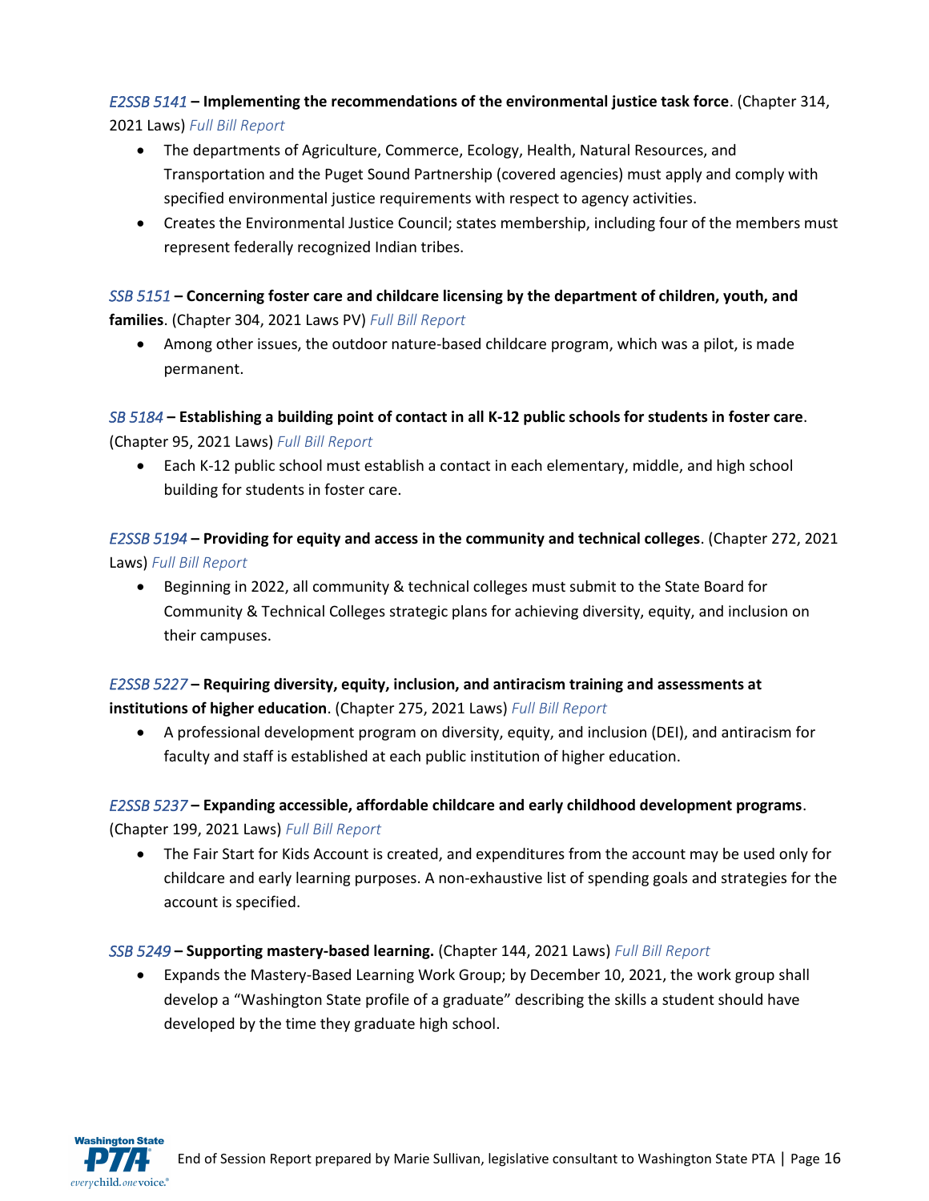*E2SSB 5141* **– Implementing the recommendations of the environmental justice task force**. (Chapter 314, 2021 Laws) *Full Bill Report*

- The departments of Agriculture, Commerce, Ecology, Health, Natural Resources, and Transportation and the Puget Sound Partnership (covered agencies) must apply and comply with specified environmental justice requirements with respect to agency activities.
- Creates the Environmental Justice Council; states membership, including four of the members must represent federally recognized Indian tribes.

*SSB 5151* **– Concerning foster care and childcare licensing by the department of children, youth, and families**. (Chapter 304, 2021 Laws PV) *Full Bill Report*

- Among other issues, the outdoor nature-based childcare program, which was a pilot, is made permanent.

*SB 5184* **– Establishing a building point of contact in all K-12 public schools for students in foster care**. (Chapter 95, 2021 Laws) *Full Bill Report*

- Each K-12 public school must establish a contact in each elementary, middle, and high school building for students in foster care.

*E2SSB 5194* **– Providing for equity and access in the community and technical colleges**. (Chapter 272, 2021 Laws) *Full Bill Report*

- Beginning in 2022, all community & technical colleges must submit to the State Board for Community & Technical Colleges strategic plans for achieving diversity, equity, and inclusion on their campuses.

*E2SSB 5227* **– Requiring diversity, equity, inclusion, and antiracism training and assessments at institutions of higher education**. (Chapter 275, 2021 Laws) *Full Bill Report*

- A professional development program on diversity, equity, and inclusion (DEI), and antiracism for faculty and staff is established at each public institution of higher education.

*E2SSB 5237* **– Expanding accessible, affordable childcare and early childhood development programs**. (Chapter 199, 2021 Laws) *Full Bill Report*

- The Fair Start for Kids Account is created, and expenditures from the account may be used only for childcare and early learning purposes. A non-exhaustive list of spending goals and strategies for the account is specified.

*SSB 5249* **– Supporting mastery-based learning.** (Chapter 144, 2021 Laws) *Full Bill Report*

- Expands the Mastery-Based Learning Work Group; by December 10, 2021, the work group shall develop a "Washington State profile of a graduate" describing the skills a student should have developed by the time they graduate high school.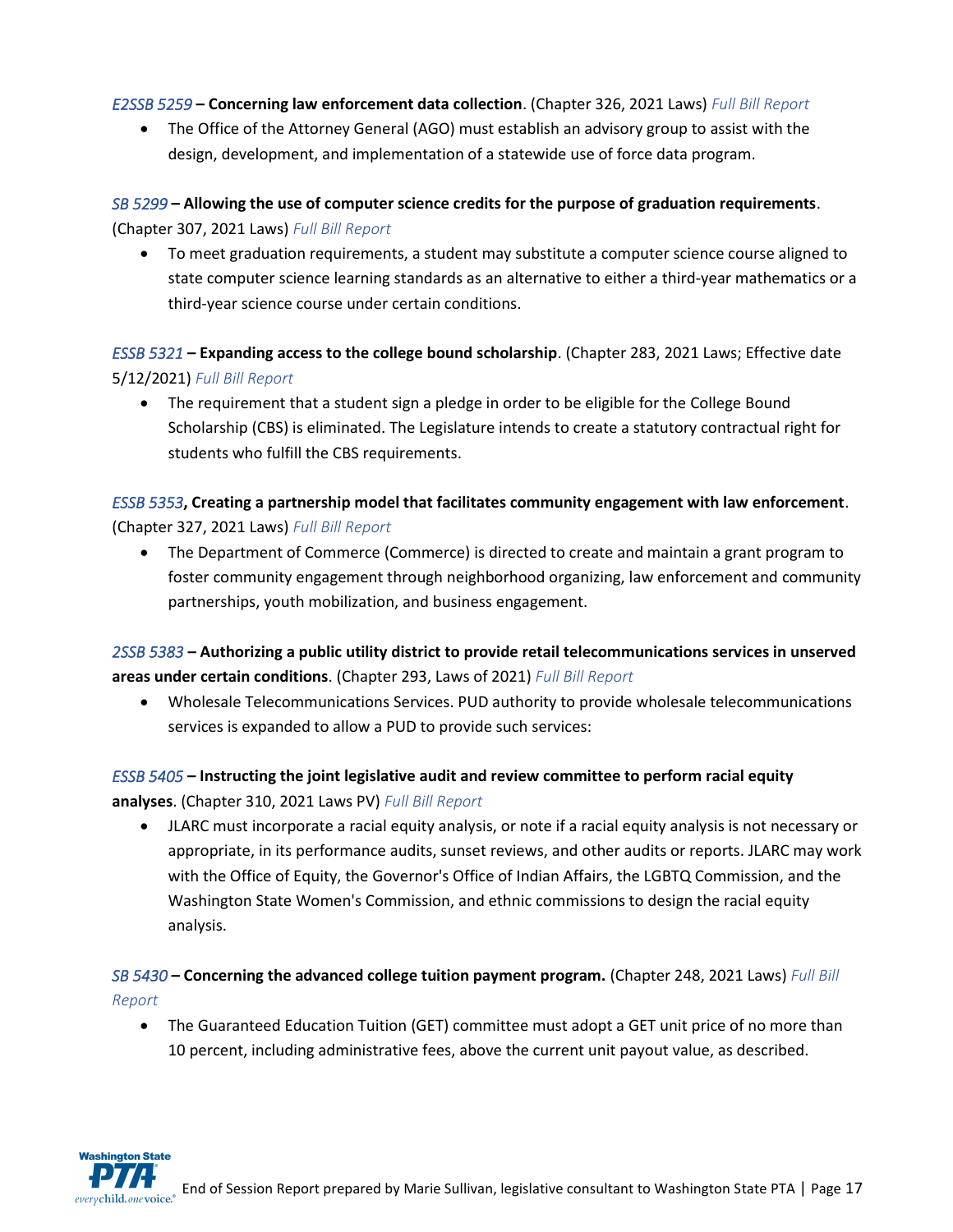*E2SSB 5259* **– Concerning law enforcement data collection**. (Chapter 326, 2021 Laws) *Full Bill Report*

- The Office of the Attorney General (AGO) must establish an advisory group to assist with the design, development, and implementation of a statewide use of force data program.

*SB 5299* **– Allowing the use of computer science credits for the purpose of graduation requirements**. (Chapter 307, 2021 Laws) *Full Bill Report*

- To meet graduation requirements, a student may substitute a computer science course aligned to state computer science learning standards as an alternative to either a third-year mathematics or a third-year science course under certain conditions.

*ESSB 5321* **– Expanding access to the college bound scholarship**. (Chapter 283, 2021 Laws; Effective date 5/12/2021) *Full Bill Report*

- The requirement that a student sign a pledge in order to be eligible for the College Bound Scholarship (CBS) is eliminated. The Legislature intends to create a statutory contractual right for students who fulfill the CBS requirements.

*ESSB 5353***, Creating a partnership model that facilitates community engagement with law enforcement**. (Chapter 327, 2021 Laws) *Full Bill Report*

- The Department of Commerce (Commerce) is directed to create and maintain a grant program to foster community engagement through neighborhood organizing, law enforcement and community partnerships, youth mobilization, and business engagement.

*2SSB 5383* **– Authorizing a public utility district to provide retail telecommunications services in unserved areas under certain conditions**. (Chapter 293, Laws of 2021) *Full Bill Report*

- Wholesale Telecommunications Services. PUD authority to provide wholesale telecommunications services is expanded to allow a PUD to provide such services:

*ESSB 5405* **– Instructing the joint legislative audit and review committee to perform racial equity analyses**. (Chapter 310, 2021 Laws PV) *Full Bill Report*

- JLARC must incorporate a racial equity analysis, or note if a racial equity analysis is not necessary or appropriate, in its performance audits, sunset reviews, and other audits or reports. JLARC may work with the Office of Equity, the Governor's Office of Indian Affairs, the LGBTQ Commission, and the Washington State Women's Commission, and ethnic commissions to design the racial equity analysis.

*SB 5430* **– Concerning the advanced college tuition payment program.** (Chapter 248, 2021 Laws) *Full Bill Report*

- The Guaranteed Education Tuition (GET) committee must adopt a GET unit price of no more than 10 percent, including administrative fees, above the current unit payout value, as described.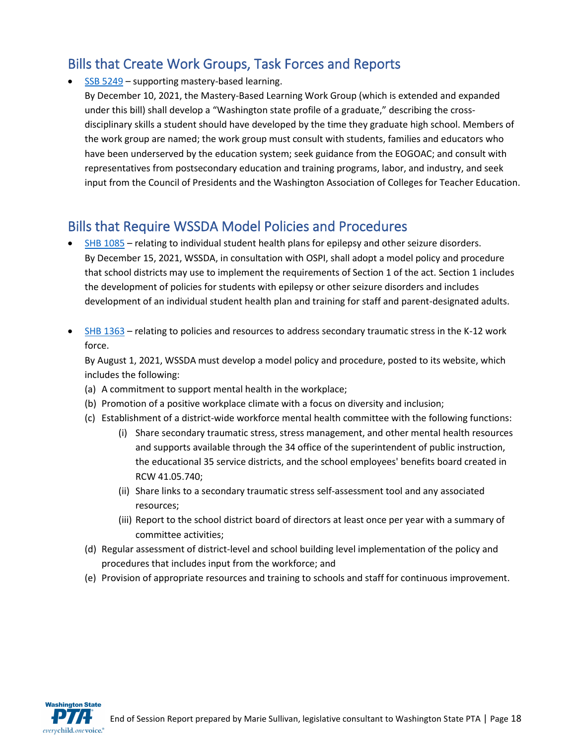## Bills that Create Work Groups, Task Forces and Reports

- SSB 5249 – supporting mastery-based learning.
  By December 10, 2021, the Mastery-Based Learning Work Group (which is extended and expanded under this bill) shall develop a "Washington state profile of a graduate," describing the cross-disciplinary skills a student should have developed by the time they graduate high school. Members of the work group are named; the work group must consult with students, families and educators who have been underserved by the education system; seek guidance from the EOGOAC; and consult with representatives from postsecondary education and training programs, labor, and industry, and seek input from the Council of Presidents and the Washington Association of Colleges for Teacher Education.

## Bills that Require WSSDA Model Policies and Procedures

- SHB 1085 – relating to individual student health plans for epilepsy and other seizure disorders.
  By December 15, 2021, WSSDA, in consultation with OSPI, shall adopt a model policy and procedure that school districts may use to implement the requirements of Section 1 of the act. Section 1 includes the development of policies for students with epilepsy or other seizure disorders and includes development of an individual student health plan and training for staff and parent-designated adults.

- SHB 1363 – relating to policies and resources to address secondary traumatic stress in the K-12 work force.
  By August 1, 2021, WSSDA must develop a model policy and procedure, posted to its website, which includes the following:
  (a) A commitment to support mental health in the workplace;
  (b) Promotion of a positive workplace climate with a focus on diversity and inclusion;
  (c) Establishment of a district-wide workforce mental health committee with the following functions:
    (i) Share secondary traumatic stress, stress management, and other mental health resources and supports available through the 34 office of the superintendent of public instruction, the educational 35 service districts, and the school employees' benefits board created in RCW 41.05.740;
    (ii) Share links to a secondary traumatic stress self-assessment tool and any associated resources;
    (iii) Report to the school district board of directors at least once per year with a summary of committee activities;
  (d) Regular assessment of district-level and school building level implementation of the policy and procedures that includes input from the workforce; and
  (e) Provision of appropriate resources and training to schools and staff for continuous improvement.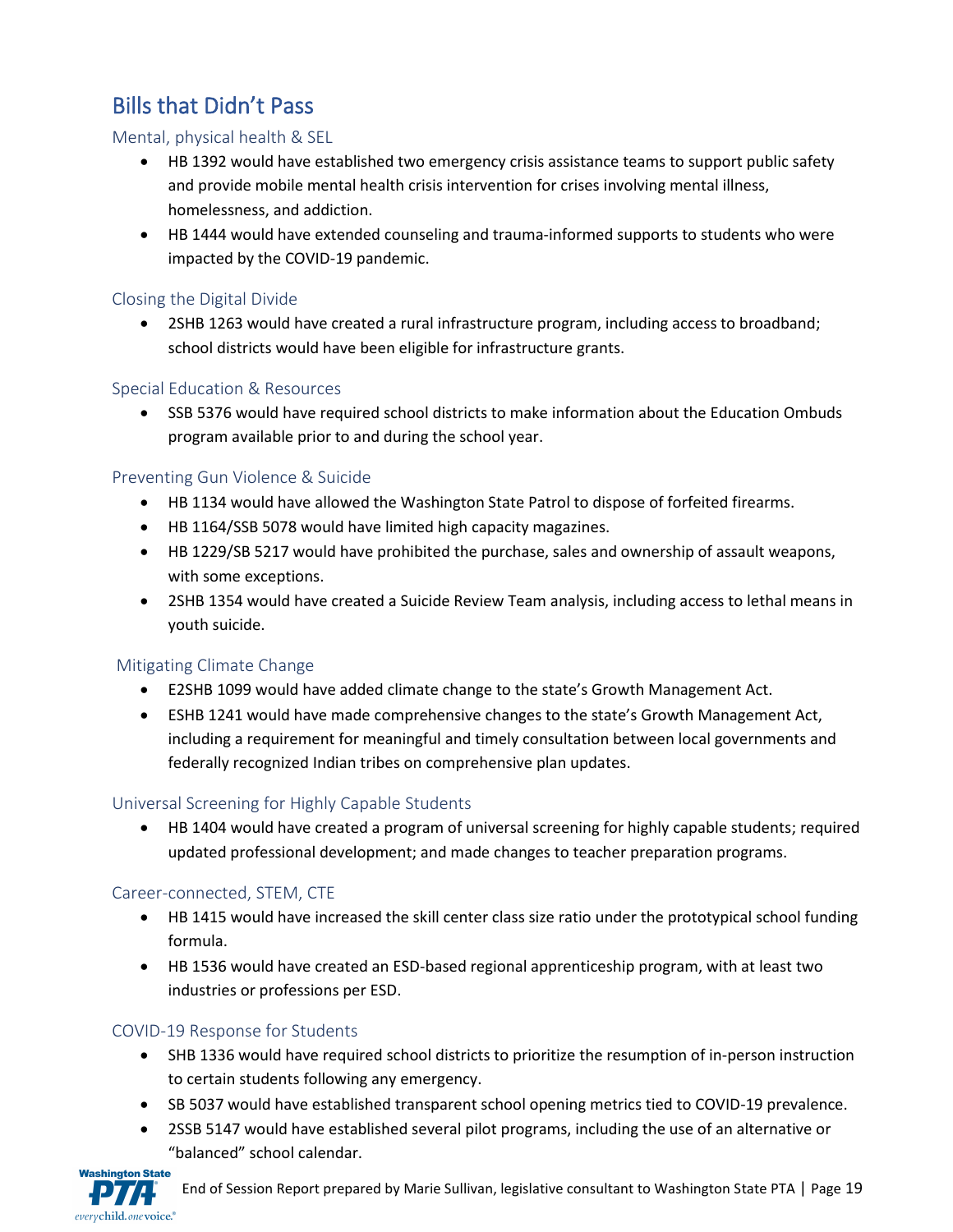## Bills that Didn't Pass

### Mental, physical health & SEL

- HB 1392 would have established two emergency crisis assistance teams to support public safety and provide mobile mental health crisis intervention for crises involving mental illness, homelessness, and addiction.
- HB 1444 would have extended counseling and trauma-informed supports to students who were impacted by the COVID-19 pandemic.

### Closing the Digital Divide

- 2SHB 1263 would have created a rural infrastructure program, including access to broadband; school districts would have been eligible for infrastructure grants.

### Special Education & Resources

- SSB 5376 would have required school districts to make information about the Education Ombuds program available prior to and during the school year.

### Preventing Gun Violence & Suicide

- HB 1134 would have allowed the Washington State Patrol to dispose of forfeited firearms.
- HB 1164/SSB 5078 would have limited high capacity magazines.
- HB 1229/SB 5217 would have prohibited the purchase, sales and ownership of assault weapons, with some exceptions.
- 2SHB 1354 would have created a Suicide Review Team analysis, including access to lethal means in youth suicide.

### Mitigating Climate Change

- E2SHB 1099 would have added climate change to the state's Growth Management Act.
- ESHB 1241 would have made comprehensive changes to the state's Growth Management Act, including a requirement for meaningful and timely consultation between local governments and federally recognized Indian tribes on comprehensive plan updates.

### Universal Screening for Highly Capable Students

- HB 1404 would have created a program of universal screening for highly capable students; required updated professional development; and made changes to teacher preparation programs.

### Career-connected, STEM, CTE

- HB 1415 would have increased the skill center class size ratio under the prototypical school funding formula.
- HB 1536 would have created an ESD-based regional apprenticeship program, with at least two industries or professions per ESD.

### COVID-19 Response for Students

- SHB 1336 would have required school districts to prioritize the resumption of in-person instruction to certain students following any emergency.
- SB 5037 would have established transparent school opening metrics tied to COVID-19 prevalence.
- 2SSB 5147 would have established several pilot programs, including the use of an alternative or "balanced" school calendar.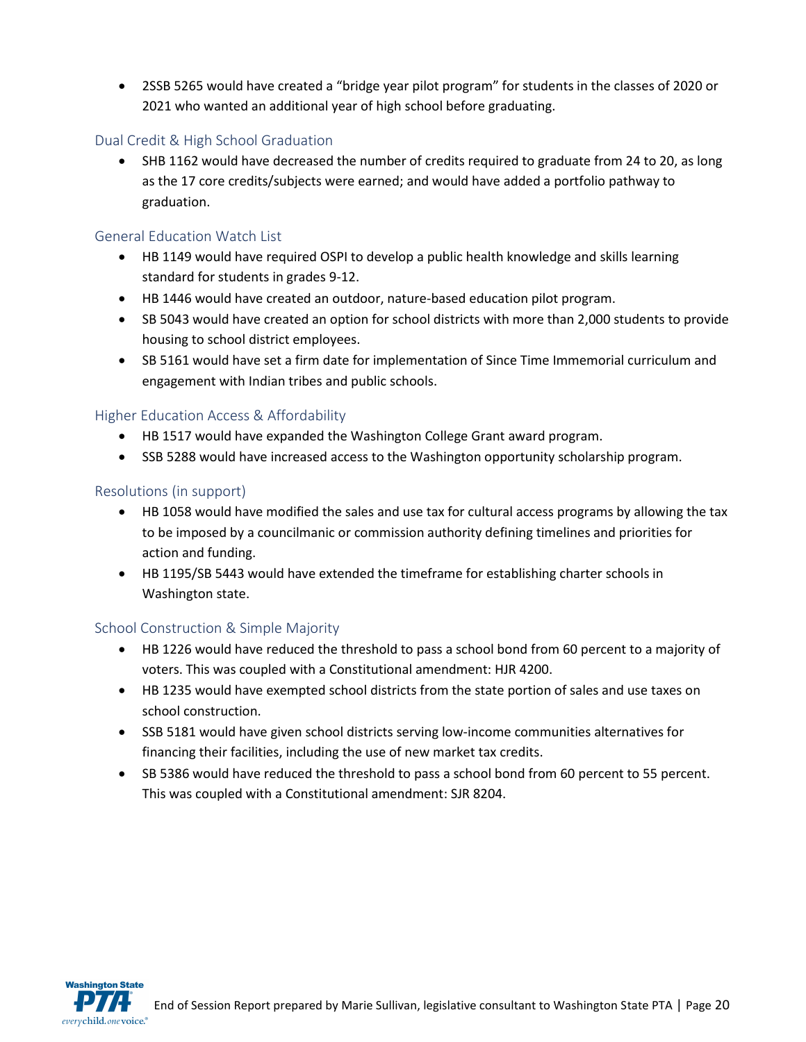- 2SSB 5265 would have created a "bridge year pilot program" for students in the classes of 2020 or 2021 who wanted an additional year of high school before graduating.

### Dual Credit & High School Graduation

- SHB 1162 would have decreased the number of credits required to graduate from 24 to 20, as long as the 17 core credits/subjects were earned; and would have added a portfolio pathway to graduation.

### General Education Watch List

- HB 1149 would have required OSPI to develop a public health knowledge and skills learning standard for students in grades 9-12.
- HB 1446 would have created an outdoor, nature-based education pilot program.
- SB 5043 would have created an option for school districts with more than 2,000 students to provide housing to school district employees.
- SB 5161 would have set a firm date for implementation of Since Time Immemorial curriculum and engagement with Indian tribes and public schools.

### Higher Education Access & Affordability

- HB 1517 would have expanded the Washington College Grant award program.
- SSB 5288 would have increased access to the Washington opportunity scholarship program.

### Resolutions (in support)

- HB 1058 would have modified the sales and use tax for cultural access programs by allowing the tax to be imposed by a councilmanic or commission authority defining timelines and priorities for action and funding.
- HB 1195/SB 5443 would have extended the timeframe for establishing charter schools in Washington state.

### School Construction & Simple Majority

- HB 1226 would have reduced the threshold to pass a school bond from 60 percent to a majority of voters. This was coupled with a Constitutional amendment: HJR 4200.
- HB 1235 would have exempted school districts from the state portion of sales and use taxes on school construction.
- SSB 5181 would have given school districts serving low-income communities alternatives for financing their facilities, including the use of new market tax credits.
- SB 5386 would have reduced the threshold to pass a school bond from 60 percent to 55 percent. This was coupled with a Constitutional amendment: SJR 8204.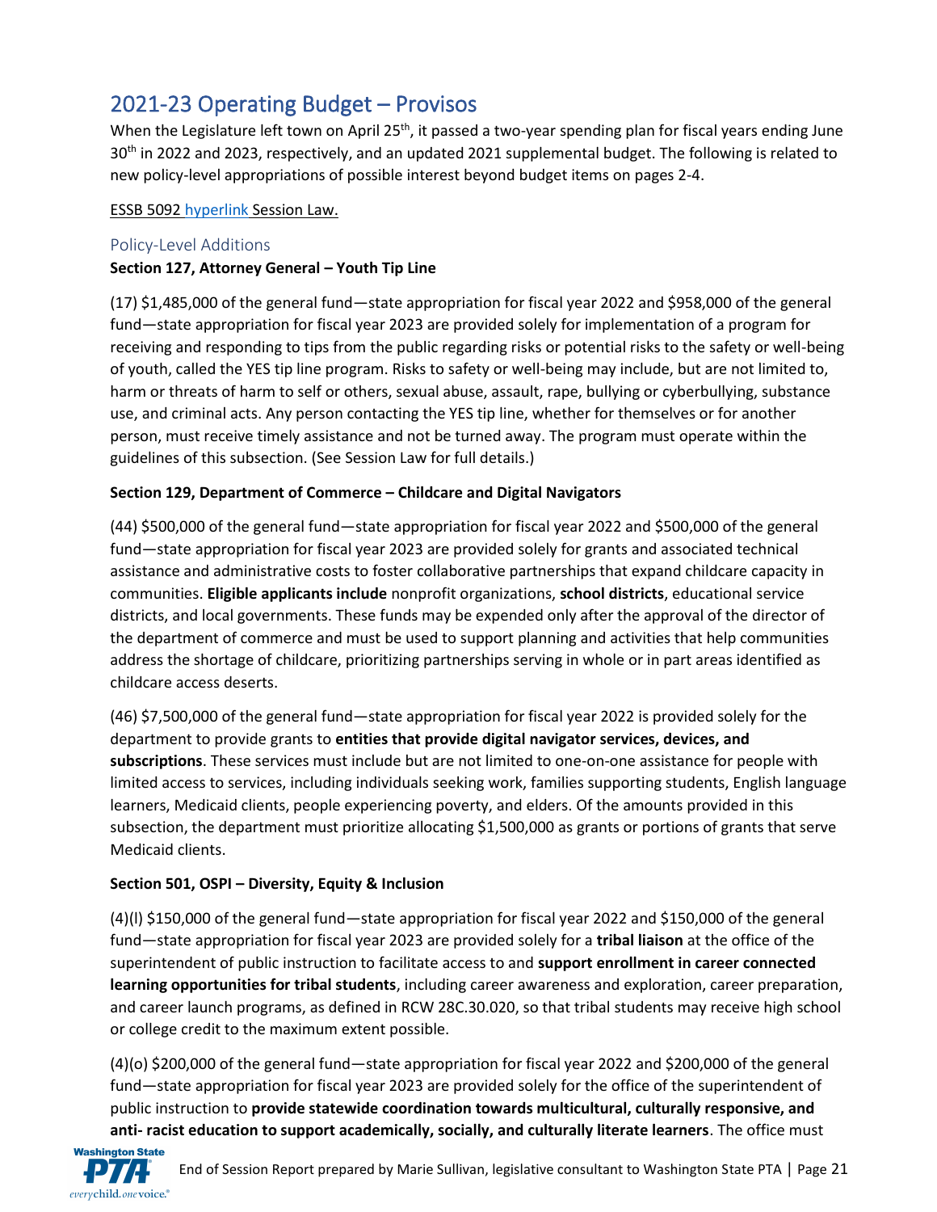# 2021-23 Operating Budget – Provisos

When the Legislature left town on April 25th, it passed a two-year spending plan for fiscal years ending June 30th in 2022 and 2023, respectively, and an updated 2021 supplemental budget. The following is related to new policy-level appropriations of possible interest beyond budget items on pages 2-4.

ESSB 5092 hyperlink Session Law.

## Policy-Level Additions

**Section 127, Attorney General – Youth Tip Line**

(17) $1,485,000 of the general fund—state appropriation for fiscal year 2022 and $958,000 of the general fund—state appropriation for fiscal year 2023 are provided solely for implementation of a program for receiving and responding to tips from the public regarding risks or potential risks to the safety or well-being of youth, called the YES tip line program. Risks to safety or well-being may include, but are not limited to, harm or threats of harm to self or others, sexual abuse, assault, rape, bullying or cyberbullying, substance use, and criminal acts. Any person contacting the YES tip line, whether for themselves or for another person, must receive timely assistance and not be turned away. The program must operate within the guidelines of this subsection. (See Session Law for full details.)

**Section 129, Department of Commerce – Childcare and Digital Navigators**

(44) $500,000 of the general fund—state appropriation for fiscal year 2022 and $500,000 of the general fund—state appropriation for fiscal year 2023 are provided solely for grants and associated technical assistance and administrative costs to foster collaborative partnerships that expand childcare capacity in communities. **Eligible applicants include** nonprofit organizations, **school districts**, educational service districts, and local governments. These funds may be expended only after the approval of the director of the department of commerce and must be used to support planning and activities that help communities address the shortage of childcare, prioritizing partnerships serving in whole or in part areas identified as childcare access deserts.

(46) $7,500,000 of the general fund—state appropriation for fiscal year 2022 is provided solely for the department to provide grants to **entities that provide digital navigator services, devices, and subscriptions**. These services must include but are not limited to one-on-one assistance for people with limited access to services, including individuals seeking work, families supporting students, English language learners, Medicaid clients, people experiencing poverty, and elders. Of the amounts provided in this subsection, the department must prioritize allocating $1,500,000 as grants or portions of grants that serve Medicaid clients.

**Section 501, OSPI – Diversity, Equity & Inclusion**

(4)(l) $150,000 of the general fund—state appropriation for fiscal year 2022 and $150,000 of the general fund—state appropriation for fiscal year 2023 are provided solely for a **tribal liaison** at the office of the superintendent of public instruction to facilitate access to and **support enrollment in career connected learning opportunities for tribal students**, including career awareness and exploration, career preparation, and career launch programs, as defined in RCW 28C.30.020, so that tribal students may receive high school or college credit to the maximum extent possible.

(4)(o) $200,000 of the general fund—state appropriation for fiscal year 2022 and $200,000 of the general fund—state appropriation for fiscal year 2023 are provided solely for the office of the superintendent of public instruction to **provide statewide coordination towards multicultural, culturally responsive, and anti- racist education to support academically, socially, and culturally literate learners**. The office must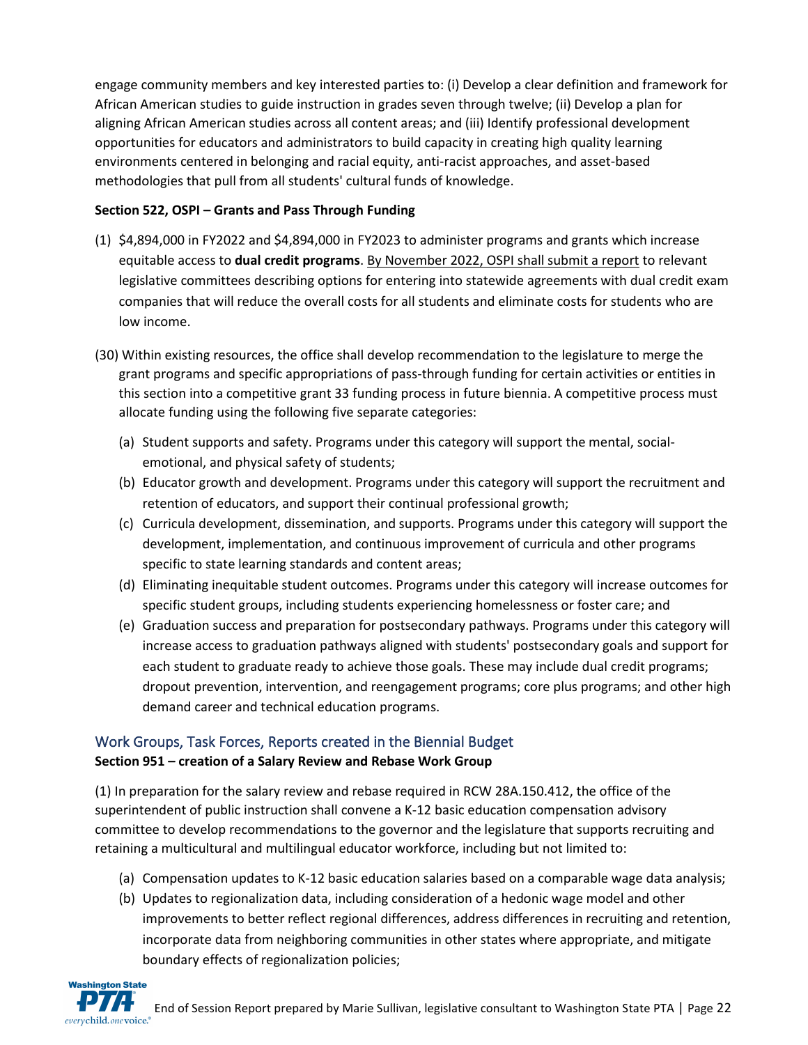engage community members and key interested parties to: (i) Develop a clear definition and framework for African American studies to guide instruction in grades seven through twelve; (ii) Develop a plan for aligning African American studies across all content areas; and (iii) Identify professional development opportunities for educators and administrators to build capacity in creating high quality learning environments centered in belonging and racial equity, anti-racist approaches, and asset-based methodologies that pull from all students' cultural funds of knowledge.

**Section 522, OSPI – Grants and Pass Through Funding**

(1) $4,894,000 in FY2022 and $4,894,000 in FY2023 to administer programs and grants which increase equitable access to **dual credit programs**. <u>By November 2022, OSPI shall submit a report</u> to relevant legislative committees describing options for entering into statewide agreements with dual credit exam companies that will reduce the overall costs for all students and eliminate costs for students who are low income.

(30) Within existing resources, the office shall develop recommendation to the legislature to merge the grant programs and specific appropriations of pass-through funding for certain activities or entities in this section into a competitive grant 33 funding process in future biennia. A competitive process must allocate funding using the following five separate categories:

- (a) Student supports and safety. Programs under this category will support the mental, social-emotional, and physical safety of students;
- (b) Educator growth and development. Programs under this category will support the recruitment and retention of educators, and support their continual professional growth;
- (c) Curricula development, dissemination, and supports. Programs under this category will support the development, implementation, and continuous improvement of curricula and other programs specific to state learning standards and content areas;
- (d) Eliminating inequitable student outcomes. Programs under this category will increase outcomes for specific student groups, including students experiencing homelessness or foster care; and
- (e) Graduation success and preparation for postsecondary pathways. Programs under this category will increase access to graduation pathways aligned with students' postsecondary goals and support for each student to graduate ready to achieve those goals. These may include dual credit programs; dropout prevention, intervention, and reengagement programs; core plus programs; and other high demand career and technical education programs.

## Work Groups, Task Forces, Reports created in the Biennial Budget

**Section 951 – creation of a Salary Review and Rebase Work Group**

(1) In preparation for the salary review and rebase required in RCW 28A.150.412, the office of the superintendent of public instruction shall convene a K-12 basic education compensation advisory committee to develop recommendations to the governor and the legislature that supports recruiting and retaining a multicultural and multilingual educator workforce, including but not limited to:

- (a) Compensation updates to K-12 basic education salaries based on a comparable wage data analysis;
- (b) Updates to regionalization data, including consideration of a hedonic wage model and other improvements to better reflect regional differences, address differences in recruiting and retention, incorporate data from neighboring communities in other states where appropriate, and mitigate boundary effects of regionalization policies;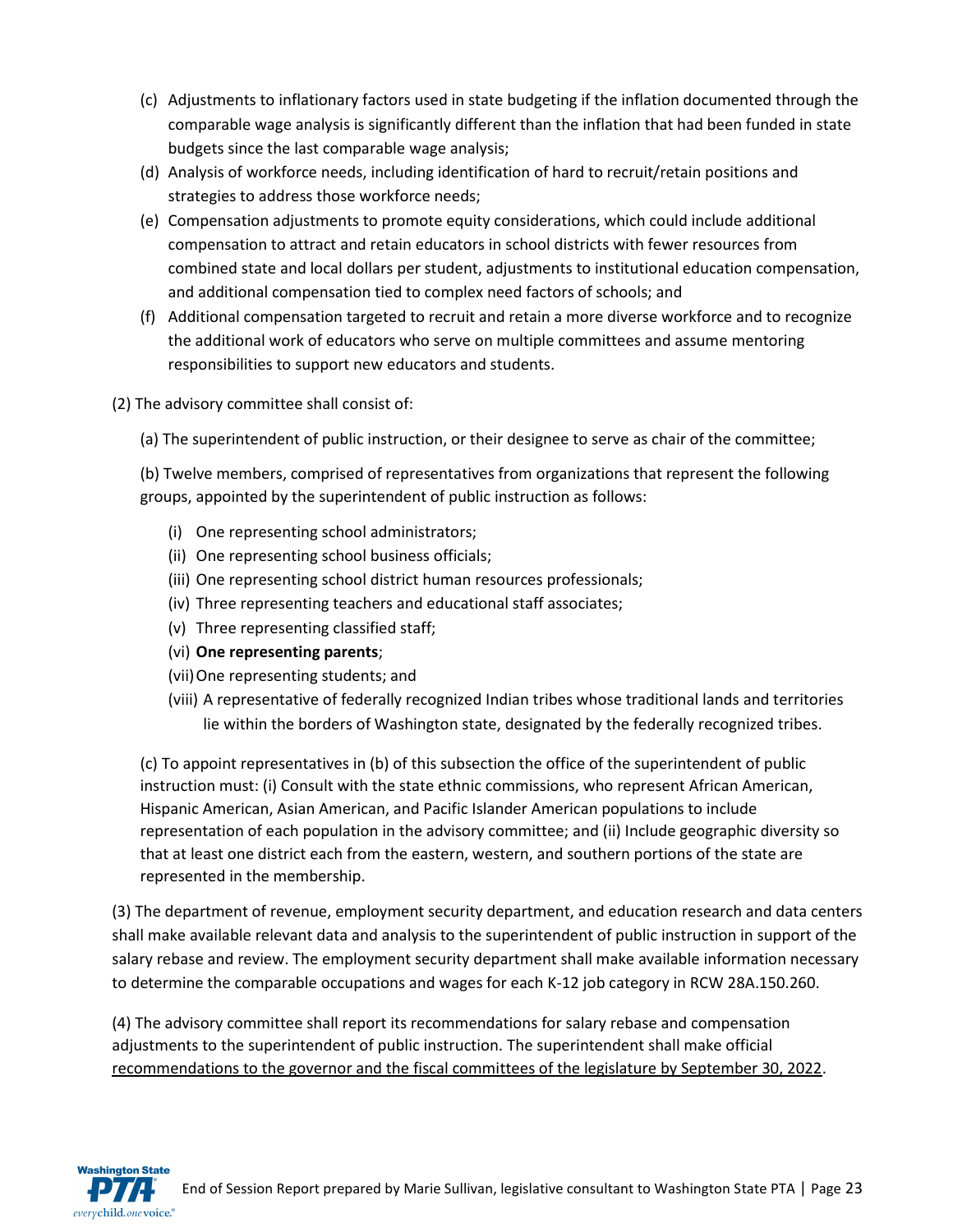(c) Adjustments to inflationary factors used in state budgeting if the inflation documented through the comparable wage analysis is significantly different than the inflation that had been funded in state budgets since the last comparable wage analysis;

(d) Analysis of workforce needs, including identification of hard to recruit/retain positions and strategies to address those workforce needs;

(e) Compensation adjustments to promote equity considerations, which could include additional compensation to attract and retain educators in school districts with fewer resources from combined state and local dollars per student, adjustments to institutional education compensation, and additional compensation tied to complex need factors of schools; and

(f) Additional compensation targeted to recruit and retain a more diverse workforce and to recognize the additional work of educators who serve on multiple committees and assume mentoring responsibilities to support new educators and students.

(2) The advisory committee shall consist of:

(a) The superintendent of public instruction, or their designee to serve as chair of the committee;

(b) Twelve members, comprised of representatives from organizations that represent the following groups, appointed by the superintendent of public instruction as follows:

(i) One representing school administrators;
(ii) One representing school business officials;
(iii) One representing school district human resources professionals;
(iv) Three representing teachers and educational staff associates;
(v) Three representing classified staff;
(vi) **One representing parents**;
(vii) One representing students; and
(viii) A representative of federally recognized Indian tribes whose traditional lands and territories lie within the borders of Washington state, designated by the federally recognized tribes.

(c) To appoint representatives in (b) of this subsection the office of the superintendent of public instruction must: (i) Consult with the state ethnic commissions, who represent African American, Hispanic American, Asian American, and Pacific Islander American populations to include representation of each population in the advisory committee; and (ii) Include geographic diversity so that at least one district each from the eastern, western, and southern portions of the state are represented in the membership.

(3) The department of revenue, employment security department, and education research and data centers shall make available relevant data and analysis to the superintendent of public instruction in support of the salary rebase and review. The employment security department shall make available information necessary to determine the comparable occupations and wages for each K-12 job category in RCW 28A.150.260.

(4) The advisory committee shall report its recommendations for salary rebase and compensation adjustments to the superintendent of public instruction. The superintendent shall make official <u>recommendations to the governor and the fiscal committees of the legislature by September 30, 2022</u>.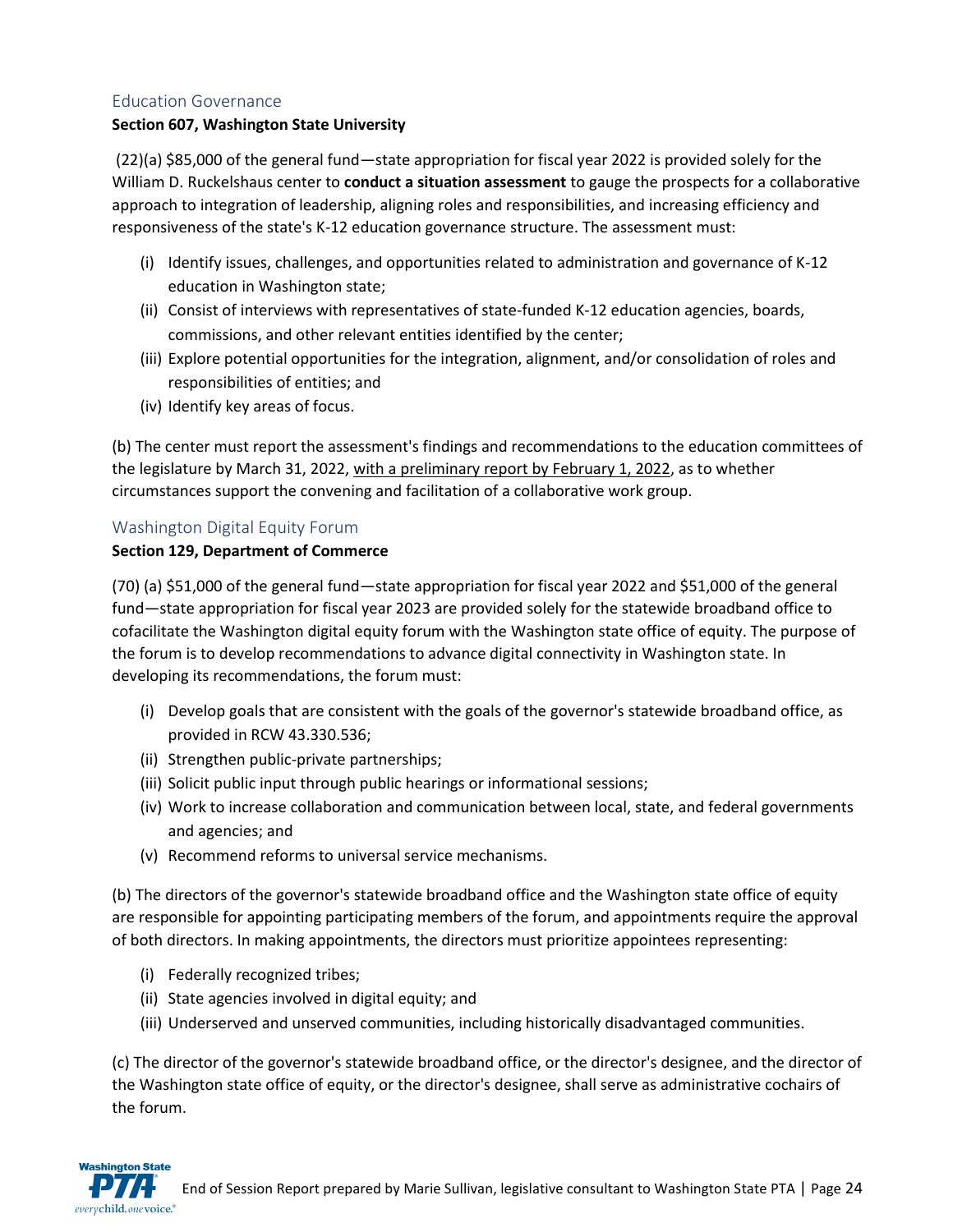## Education Governance

**Section 607, Washington State University**

(22)(a) $85,000 of the general fund—state appropriation for fiscal year 2022 is provided solely for the William D. Ruckelshaus center to **conduct a situation assessment** to gauge the prospects for a collaborative approach to integration of leadership, aligning roles and responsibilities, and increasing efficiency and responsiveness of the state's K-12 education governance structure. The assessment must:

(i) Identify issues, challenges, and opportunities related to administration and governance of K-12 education in Washington state;
(ii) Consist of interviews with representatives of state-funded K-12 education agencies, boards, commissions, and other relevant entities identified by the center;
(iii) Explore potential opportunities for the integration, alignment, and/or consolidation of roles and responsibilities of entities; and
(iv) Identify key areas of focus.

(b) The center must report the assessment's findings and recommendations to the education committees of the legislature by March 31, 2022, <u>with a preliminary report by February 1, 2022</u>, as to whether circumstances support the convening and facilitation of a collaborative work group.

## Washington Digital Equity Forum

**Section 129, Department of Commerce**

(70) (a) $51,000 of the general fund—state appropriation for fiscal year 2022 and $51,000 of the general fund—state appropriation for fiscal year 2023 are provided solely for the statewide broadband office to cofacilitate the Washington digital equity forum with the Washington state office of equity. The purpose of the forum is to develop recommendations to advance digital connectivity in Washington state. In developing its recommendations, the forum must:

(i) Develop goals that are consistent with the goals of the governor's statewide broadband office, as provided in RCW 43.330.536;
(ii) Strengthen public-private partnerships;
(iii) Solicit public input through public hearings or informational sessions;
(iv) Work to increase collaboration and communication between local, state, and federal governments and agencies; and
(v) Recommend reforms to universal service mechanisms.

(b) The directors of the governor's statewide broadband office and the Washington state office of equity are responsible for appointing participating members of the forum, and appointments require the approval of both directors. In making appointments, the directors must prioritize appointees representing:

(i) Federally recognized tribes;
(ii) State agencies involved in digital equity; and
(iii) Underserved and unserved communities, including historically disadvantaged communities.

(c) The director of the governor's statewide broadband office, or the director's designee, and the director of the Washington state office of equity, or the director's designee, shall serve as administrative cochairs of the forum.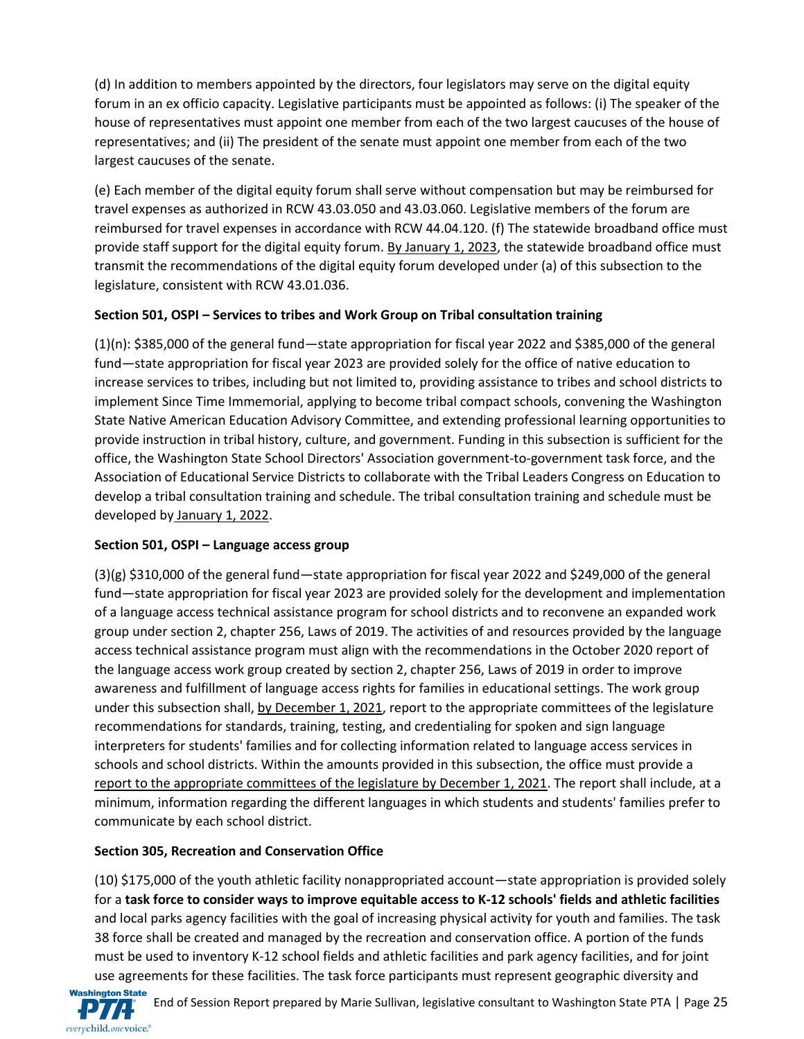(d) In addition to members appointed by the directors, four legislators may serve on the digital equity forum in an ex officio capacity. Legislative participants must be appointed as follows: (i) The speaker of the house of representatives must appoint one member from each of the two largest caucuses of the house of representatives; and (ii) The president of the senate must appoint one member from each of the two largest caucuses of the senate.

(e) Each member of the digital equity forum shall serve without compensation but may be reimbursed for travel expenses as authorized in RCW 43.03.050 and 43.03.060. Legislative members of the forum are reimbursed for travel expenses in accordance with RCW 44.04.120. (f) The statewide broadband office must provide staff support for the digital equity forum. By January 1, 2023, the statewide broadband office must transmit the recommendations of the digital equity forum developed under (a) of this subsection to the legislature, consistent with RCW 43.01.036.

**Section 501, OSPI – Services to tribes and Work Group on Tribal consultation training**

(1)(n): $385,000 of the general fund—state appropriation for fiscal year 2022 and $385,000 of the general fund—state appropriation for fiscal year 2023 are provided solely for the office of native education to increase services to tribes, including but not limited to, providing assistance to tribes and school districts to implement Since Time Immemorial, applying to become tribal compact schools, convening the Washington State Native American Education Advisory Committee, and extending professional learning opportunities to provide instruction in tribal history, culture, and government. Funding in this subsection is sufficient for the office, the Washington State School Directors' Association government-to-government task force, and the Association of Educational Service Districts to collaborate with the Tribal Leaders Congress on Education to develop a tribal consultation training and schedule. The tribal consultation training and schedule must be developed by January 1, 2022.

**Section 501, OSPI – Language access group**

(3)(g) $310,000 of the general fund—state appropriation for fiscal year 2022 and $249,000 of the general fund—state appropriation for fiscal year 2023 are provided solely for the development and implementation of a language access technical assistance program for school districts and to reconvene an expanded work group under section 2, chapter 256, Laws of 2019. The activities of and resources provided by the language access technical assistance program must align with the recommendations in the October 2020 report of the language access work group created by section 2, chapter 256, Laws of 2019 in order to improve awareness and fulfillment of language access rights for families in educational settings. The work group under this subsection shall, by December 1, 2021, report to the appropriate committees of the legislature recommendations for standards, training, testing, and credentialing for spoken and sign language interpreters for students' families and for collecting information related to language access services in schools and school districts. Within the amounts provided in this subsection, the office must provide a report to the appropriate committees of the legislature by December 1, 2021. The report shall include, at a minimum, information regarding the different languages in which students and students' families prefer to communicate by each school district.

**Section 305, Recreation and Conservation Office**

(10) $175,000 of the youth athletic facility nonappropriated account—state appropriation is provided solely for a **task force to consider ways to improve equitable access to K-12 schools' fields and athletic facilities** and local parks agency facilities with the goal of increasing physical activity for youth and families. The task 38 force shall be created and managed by the recreation and conservation office. A portion of the funds must be used to inventory K-12 school fields and athletic facilities and park agency facilities, and for joint use agreements for these facilities. The task force participants must represent geographic diversity and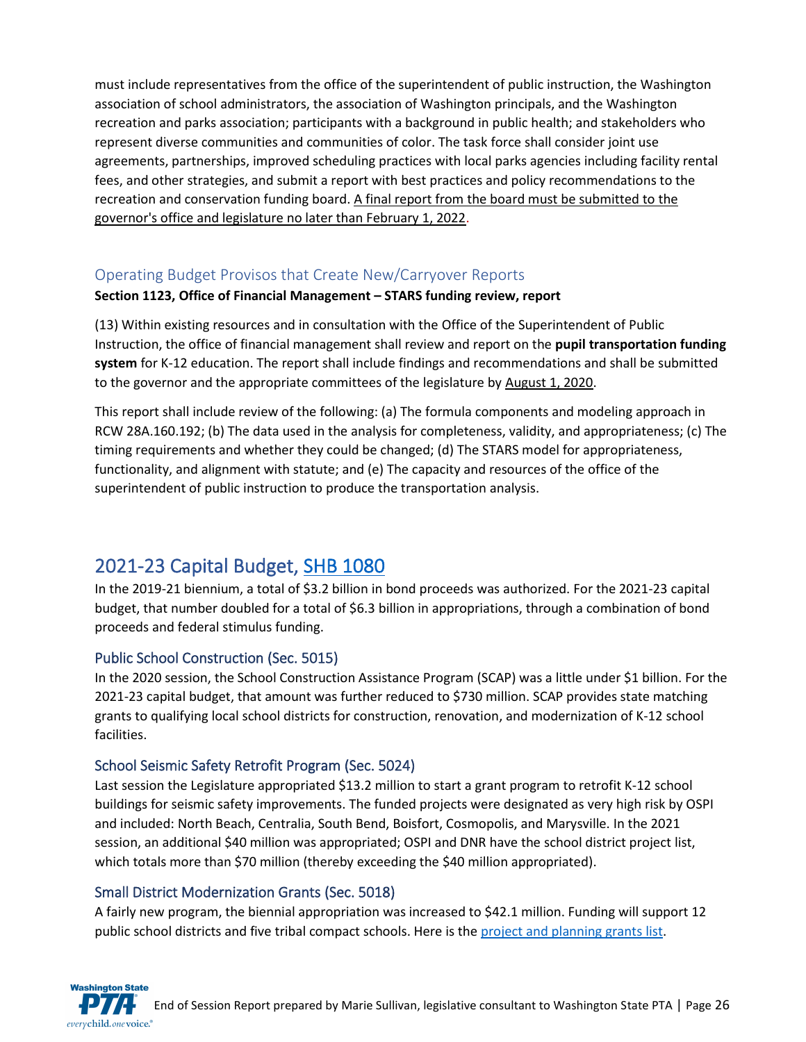must include representatives from the office of the superintendent of public instruction, the Washington association of school administrators, the association of Washington principals, and the Washington recreation and parks association; participants with a background in public health; and stakeholders who represent diverse communities and communities of color. The task force shall consider joint use agreements, partnerships, improved scheduling practices with local parks agencies including facility rental fees, and other strategies, and submit a report with best practices and policy recommendations to the recreation and conservation funding board. A final report from the board must be submitted to the governor's office and legislature no later than February 1, 2022.

### Operating Budget Provisos that Create New/Carryover Reports

**Section 1123, Office of Financial Management – STARS funding review, report**

(13) Within existing resources and in consultation with the Office of the Superintendent of Public Instruction, the office of financial management shall review and report on the **pupil transportation funding system** for K-12 education. The report shall include findings and recommendations and shall be submitted to the governor and the appropriate committees of the legislature by August 1, 2020.

This report shall include review of the following: (a) The formula components and modeling approach in RCW 28A.160.192; (b) The data used in the analysis for completeness, validity, and appropriateness; (c) The timing requirements and whether they could be changed; (d) The STARS model for appropriateness, functionality, and alignment with statute; and (e) The capacity and resources of the office of the superintendent of public instruction to produce the transportation analysis.

## 2021-23 Capital Budget, SHB 1080

In the 2019-21 biennium, a total of $3.2 billion in bond proceeds was authorized. For the 2021-23 capital budget, that number doubled for a total of $6.3 billion in appropriations, through a combination of bond proceeds and federal stimulus funding.

### Public School Construction (Sec. 5015)

In the 2020 session, the School Construction Assistance Program (SCAP) was a little under $1 billion. For the 2021-23 capital budget, that amount was further reduced to $730 million. SCAP provides state matching grants to qualifying local school districts for construction, renovation, and modernization of K-12 school facilities.

### School Seismic Safety Retrofit Program (Sec. 5024)

Last session the Legislature appropriated $13.2 million to start a grant program to retrofit K-12 school buildings for seismic safety improvements. The funded projects were designated as very high risk by OSPI and included: North Beach, Centralia, South Bend, Boisfort, Cosmopolis, and Marysville. In the 2021 session, an additional $40 million was appropriated; OSPI and DNR have the school district project list, which totals more than $70 million (thereby exceeding the $40 million appropriated).

### Small District Modernization Grants (Sec. 5018)

A fairly new program, the biennial appropriation was increased to $42.1 million. Funding will support 12 public school districts and five tribal compact schools. Here is the project and planning grants list.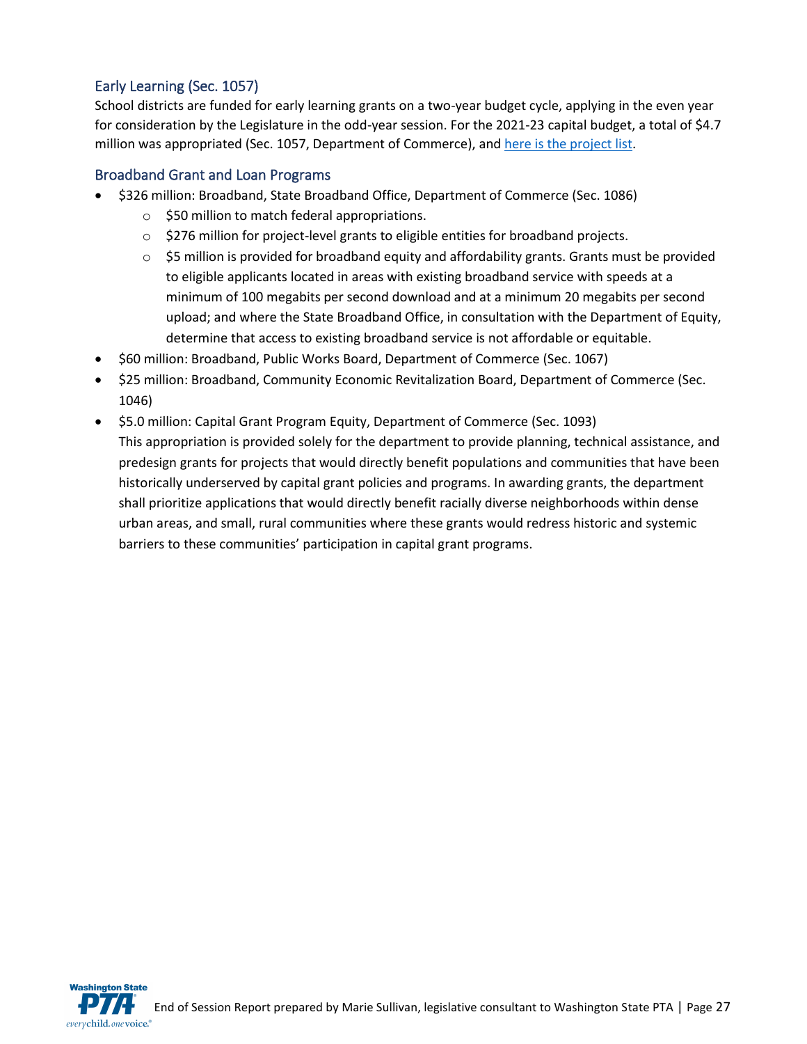## Early Learning (Sec. 1057)

School districts are funded for early learning grants on a two-year budget cycle, applying in the even year for consideration by the Legislature in the odd-year session. For the 2021-23 capital budget, a total of $4.7 million was appropriated (Sec. 1057, Department of Commerce), and [here is the project list]().

## Broadband Grant and Loan Programs

- $326 million: Broadband, State Broadband Office, Department of Commerce (Sec. 1086)
  - $50 million to match federal appropriations.
  - $276 million for project-level grants to eligible entities for broadband projects.
  - $5 million is provided for broadband equity and affordability grants. Grants must be provided to eligible applicants located in areas with existing broadband service with speeds at a minimum of 100 megabits per second download and at a minimum 20 megabits per second upload; and where the State Broadband Office, in consultation with the Department of Equity, determine that access to existing broadband service is not affordable or equitable.
- $60 million: Broadband, Public Works Board, Department of Commerce (Sec. 1067)
- $25 million: Broadband, Community Economic Revitalization Board, Department of Commerce (Sec. 1046)
- $5.0 million: Capital Grant Program Equity, Department of Commerce (Sec. 1093)
  This appropriation is provided solely for the department to provide planning, technical assistance, and predesign grants for projects that would directly benefit populations and communities that have been historically underserved by capital grant policies and programs. In awarding grants, the department shall prioritize applications that would directly benefit racially diverse neighborhoods within dense urban areas, and small, rural communities where these grants would redress historic and systemic barriers to these communities' participation in capital grant programs.